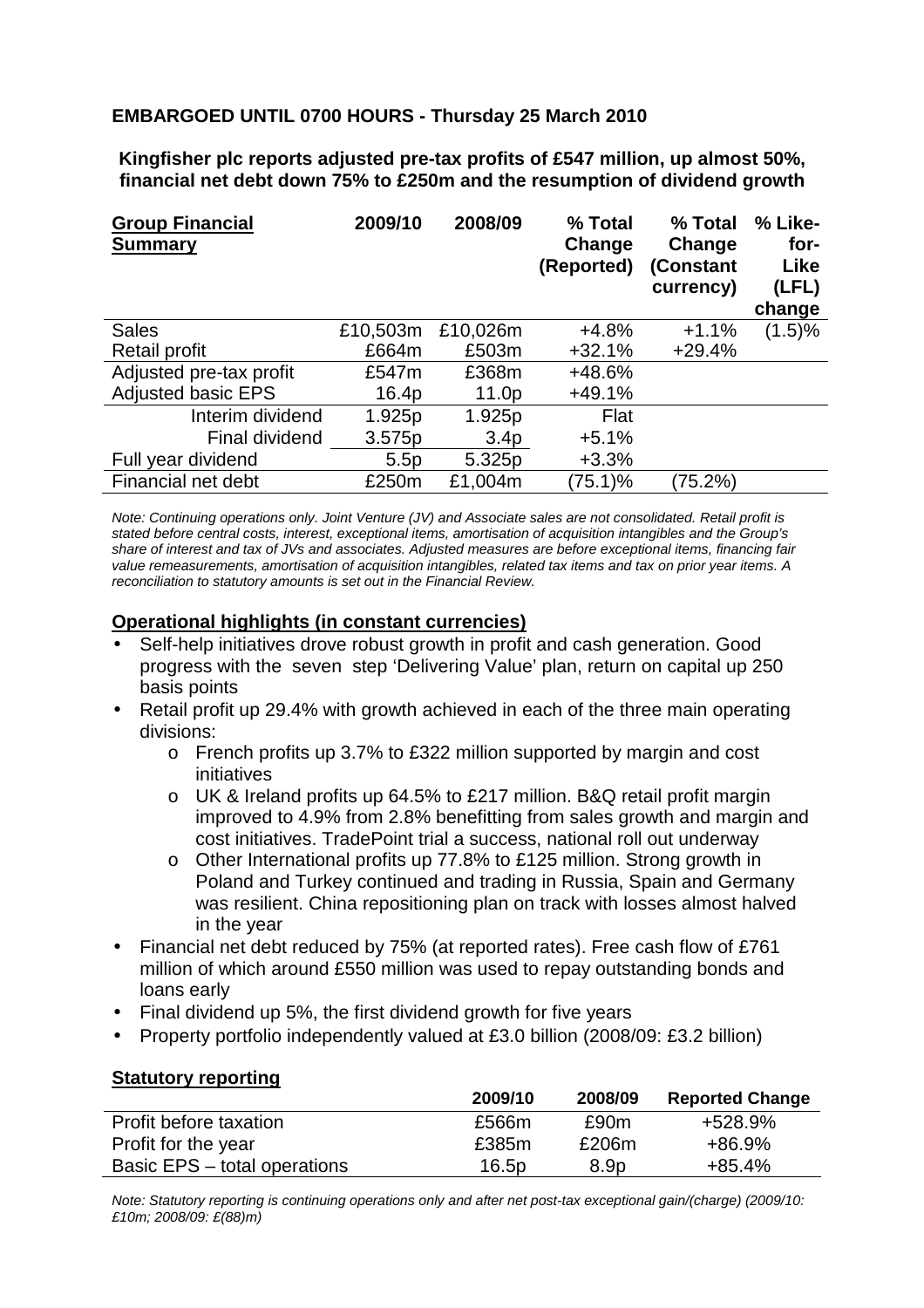**EMBARGOED UNTIL 0700 HOURS - Thursday 25 March 2010**

**Kingfisher plc reports adjusted pre-tax profits of £547 million, up almost 50%, financial net debt down 75% to £250m and the resumption of dividend growth**

| Group Financial Summary | 2009/10 | 2008/09 | % Total Change (Reported) | % Total Change (Constant currency) | % Like-for-Like (LFL) change |
|---|---|---|---|---|---|
| Sales | £10,503m | £10,026m | +4.8% | +1.1% | (1.5)% |
| Retail profit | £664m | £503m | +32.1% | +29.4% | |
| Adjusted pre-tax profit | £547m | £368m | +48.6% | | |
| Adjusted basic EPS | 16.4p | 11.0p | +49.1% | | |
| Interim dividend | 1.925p | 1.925p | Flat | | |
| Final dividend | 3.575p | 3.4p | +5.1% | | |
| Full year dividend | 5.5p | 5.325p | +3.3% | | |
| Financial net debt | £250m | £1,004m | (75.1)% | (75.2%) | |

*Note: Continuing operations only. Joint Venture (JV) and Associate sales are not consolidated. Retail profit is stated before central costs, interest, exceptional items, amortisation of acquisition intangibles and the Group's share of interest and tax of JVs and associates. Adjusted measures are before exceptional items, financing fair value remeasurements, amortisation of acquisition intangibles, related tax items and tax on prior year items. A reconciliation to statutory amounts is set out in the Financial Review.*

**Operational highlights (in constant currencies)**

- Self-help initiatives drove robust growth in profit and cash generation. Good progress with the seven step 'Delivering Value' plan, return on capital up 250 basis points
- Retail profit up 29.4% with growth achieved in each of the three main operating divisions:
  - French profits up 3.7% to £322 million supported by margin and cost initiatives
  - UK & Ireland profits up 64.5% to £217 million. B&Q retail profit margin improved to 4.9% from 2.8% benefitting from sales growth and margin and cost initiatives. TradePoint trial a success, national roll out underway
  - Other International profits up 77.8% to £125 million. Strong growth in Poland and Turkey continued and trading in Russia, Spain and Germany was resilient. China repositioning plan on track with losses almost halved in the year
- Financial net debt reduced by 75% (at reported rates). Free cash flow of £761 million of which around £550 million was used to repay outstanding bonds and loans early
- Final dividend up 5%, the first dividend growth for five years
- Property portfolio independently valued at £3.0 billion (2008/09: £3.2 billion)

**Statutory reporting**

| | 2009/10 | 2008/09 | Reported Change |
|---|---|---|---|
| Profit before taxation | £566m | £90m | +528.9% |
| Profit for the year | £385m | £206m | +86.9% |
| Basic EPS – total operations | 16.5p | 8.9p | +85.4% |

*Note: Statutory reporting is continuing operations only and after net post-tax exceptional gain/(charge) (2009/10: £10m; 2008/09: £(88)m)*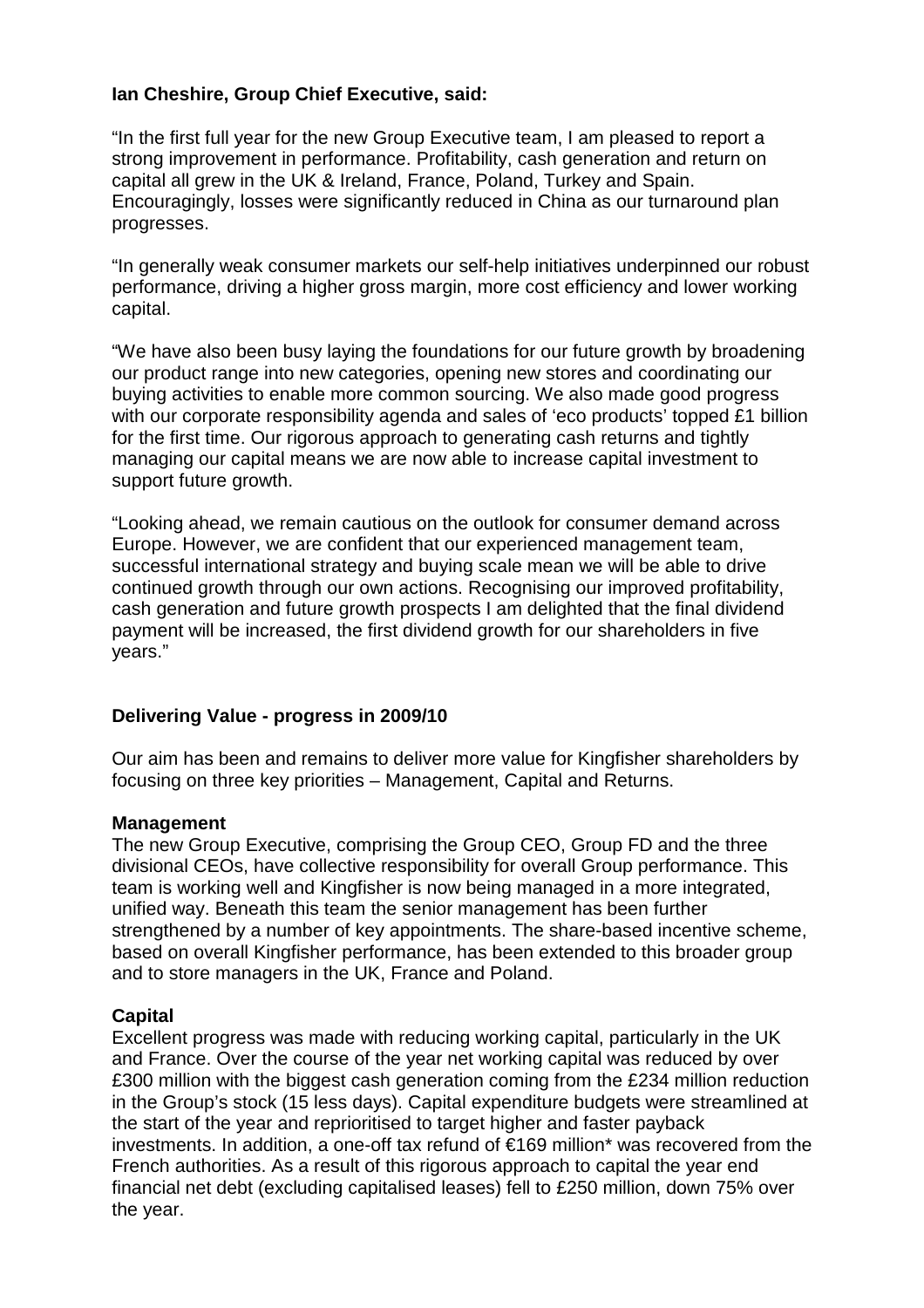**Ian Cheshire, Group Chief Executive, said:**

"In the first full year for the new Group Executive team, I am pleased to report a strong improvement in performance. Profitability, cash generation and return on capital all grew in the UK & Ireland, France, Poland, Turkey and Spain. Encouragingly, losses were significantly reduced in China as our turnaround plan progresses.

"In generally weak consumer markets our self-help initiatives underpinned our robust performance, driving a higher gross margin, more cost efficiency and lower working capital.

"We have also been busy laying the foundations for our future growth by broadening our product range into new categories, opening new stores and coordinating our buying activities to enable more common sourcing. We also made good progress with our corporate responsibility agenda and sales of 'eco products' topped £1 billion for the first time. Our rigorous approach to generating cash returns and tightly managing our capital means we are now able to increase capital investment to support future growth.

"Looking ahead, we remain cautious on the outlook for consumer demand across Europe. However, we are confident that our experienced management team, successful international strategy and buying scale mean we will be able to drive continued growth through our own actions. Recognising our improved profitability, cash generation and future growth prospects I am delighted that the final dividend payment will be increased, the first dividend growth for our shareholders in five years."

## Delivering Value - progress in 2009/10

Our aim has been and remains to deliver more value for Kingfisher shareholders by focusing on three key priorities – Management, Capital and Returns.

### Management

The new Group Executive, comprising the Group CEO, Group FD and the three divisional CEOs, have collective responsibility for overall Group performance. This team is working well and Kingfisher is now being managed in a more integrated, unified way. Beneath this team the senior management has been further strengthened by a number of key appointments. The share-based incentive scheme, based on overall Kingfisher performance, has been extended to this broader group and to store managers in the UK, France and Poland.

### Capital

Excellent progress was made with reducing working capital, particularly in the UK and France. Over the course of the year net working capital was reduced by over £300 million with the biggest cash generation coming from the £234 million reduction in the Group's stock (15 less days). Capital expenditure budgets were streamlined at the start of the year and reprioritised to target higher and faster payback investments. In addition, a one-off tax refund of €169 million* was recovered from the French authorities. As a result of this rigorous approach to capital the year end financial net debt (excluding capitalised leases) fell to £250 million, down 75% over the year.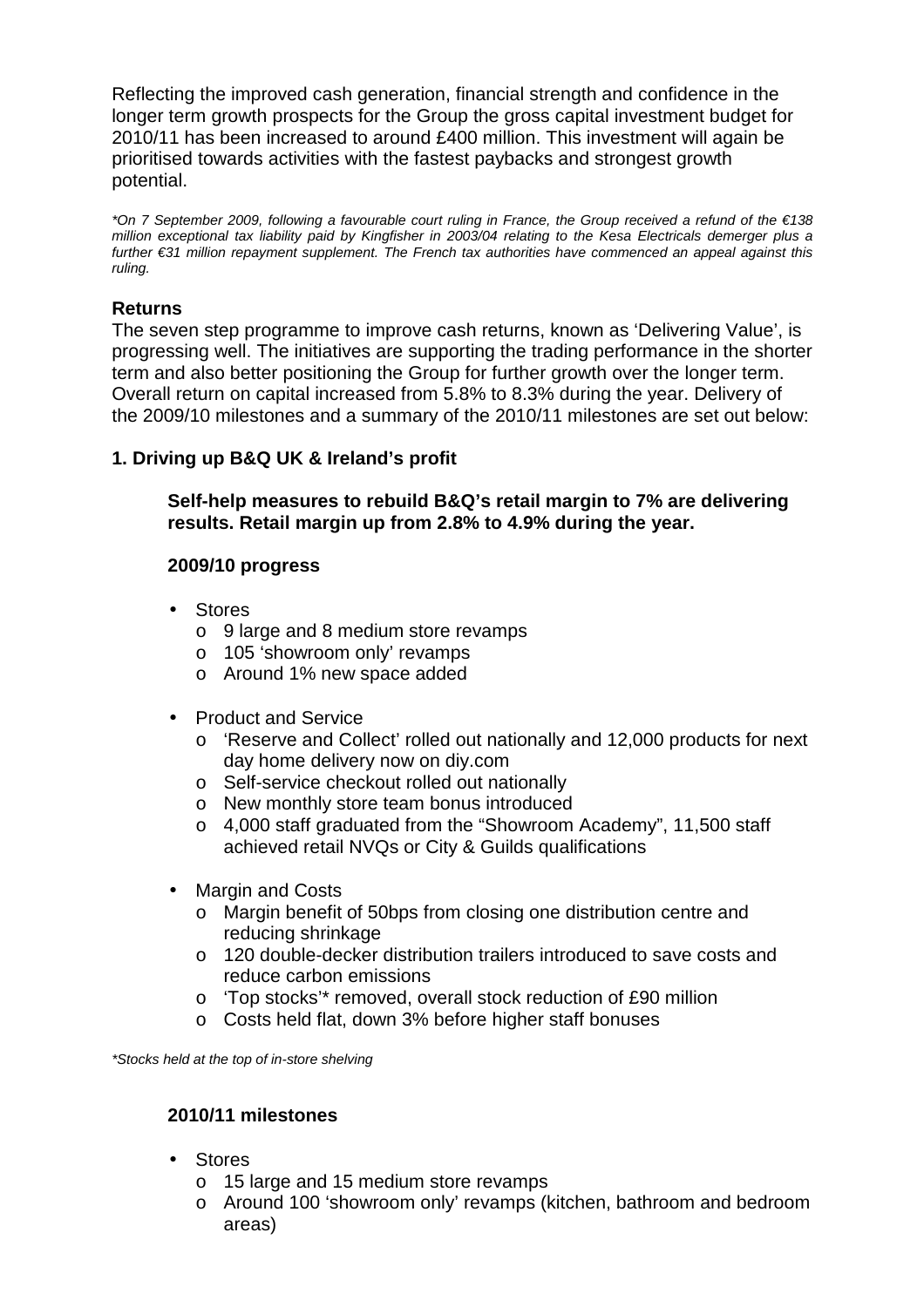Reflecting the improved cash generation, financial strength and confidence in the longer term growth prospects for the Group the gross capital investment budget for 2010/11 has been increased to around £400 million. This investment will again be prioritised towards activities with the fastest paybacks and strongest growth potential.

*\*On 7 September 2009, following a favourable court ruling in France, the Group received a refund of the €138 million exceptional tax liability paid by Kingfisher in 2003/04 relating to the Kesa Electricals demerger plus a further €31 million repayment supplement. The French tax authorities have commenced an appeal against this ruling.*

## Returns

The seven step programme to improve cash returns, known as 'Delivering Value', is progressing well. The initiatives are supporting the trading performance in the shorter term and also better positioning the Group for further growth over the longer term. Overall return on capital increased from 5.8% to 8.3% during the year. Delivery of the 2009/10 milestones and a summary of the 2010/11 milestones are set out below:

### 1. Driving up B&Q UK & Ireland's profit

**Self-help measures to rebuild B&Q's retail margin to 7% are delivering results. Retail margin up from 2.8% to 4.9% during the year.**

**2009/10 progress**

- Stores
  - 9 large and 8 medium store revamps
  - 105 'showroom only' revamps
  - Around 1% new space added
- Product and Service
  - 'Reserve and Collect' rolled out nationally and 12,000 products for next day home delivery now on diy.com
  - Self-service checkout rolled out nationally
  - New monthly store team bonus introduced
  - 4,000 staff graduated from the "Showroom Academy", 11,500 staff achieved retail NVQs or City & Guilds qualifications
- Margin and Costs
  - Margin benefit of 50bps from closing one distribution centre and reducing shrinkage
  - 120 double-decker distribution trailers introduced to save costs and reduce carbon emissions
  - 'Top stocks'* removed, overall stock reduction of £90 million
  - Costs held flat, down 3% before higher staff bonuses

*\*Stocks held at the top of in-store shelving*

**2010/11 milestones**

- Stores
  - 15 large and 15 medium store revamps
  - Around 100 'showroom only' revamps (kitchen, bathroom and bedroom areas)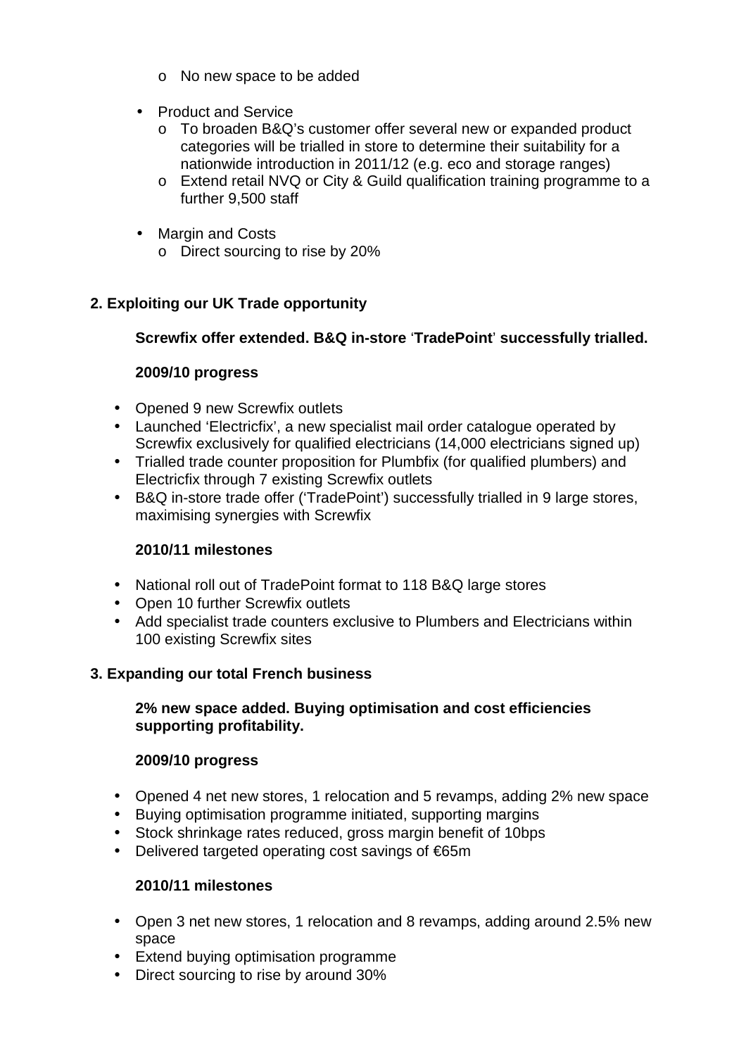- No new space to be added

- Product and Service
  - To broaden B&Q's customer offer several new or expanded product categories will be trialled in store to determine their suitability for a nationwide introduction in 2011/12 (e.g. eco and storage ranges)
  - Extend retail NVQ or City & Guild qualification training programme to a further 9,500 staff

- Margin and Costs
  - Direct sourcing to rise by 20%

**2. Exploiting our UK Trade opportunity**

**Screwfix offer extended. B&Q in-store 'TradePoint' successfully trialled.**

**2009/10 progress**

- Opened 9 new Screwfix outlets
- Launched 'Electricfix', a new specialist mail order catalogue operated by Screwfix exclusively for qualified electricians (14,000 electricians signed up)
- Trialled trade counter proposition for Plumbfix (for qualified plumbers) and Electricfix through 7 existing Screwfix outlets
- B&Q in-store trade offer ('TradePoint') successfully trialled in 9 large stores, maximising synergies with Screwfix

**2010/11 milestones**

- National roll out of TradePoint format to 118 B&Q large stores
- Open 10 further Screwfix outlets
- Add specialist trade counters exclusive to Plumbers and Electricians within 100 existing Screwfix sites

**3. Expanding our total French business**

**2% new space added. Buying optimisation and cost efficiencies supporting profitability.**

**2009/10 progress**

- Opened 4 net new stores, 1 relocation and 5 revamps, adding 2% new space
- Buying optimisation programme initiated, supporting margins
- Stock shrinkage rates reduced, gross margin benefit of 10bps
- Delivered targeted operating cost savings of €65m

**2010/11 milestones**

- Open 3 net new stores, 1 relocation and 8 revamps, adding around 2.5% new space
- Extend buying optimisation programme
- Direct sourcing to rise by around 30%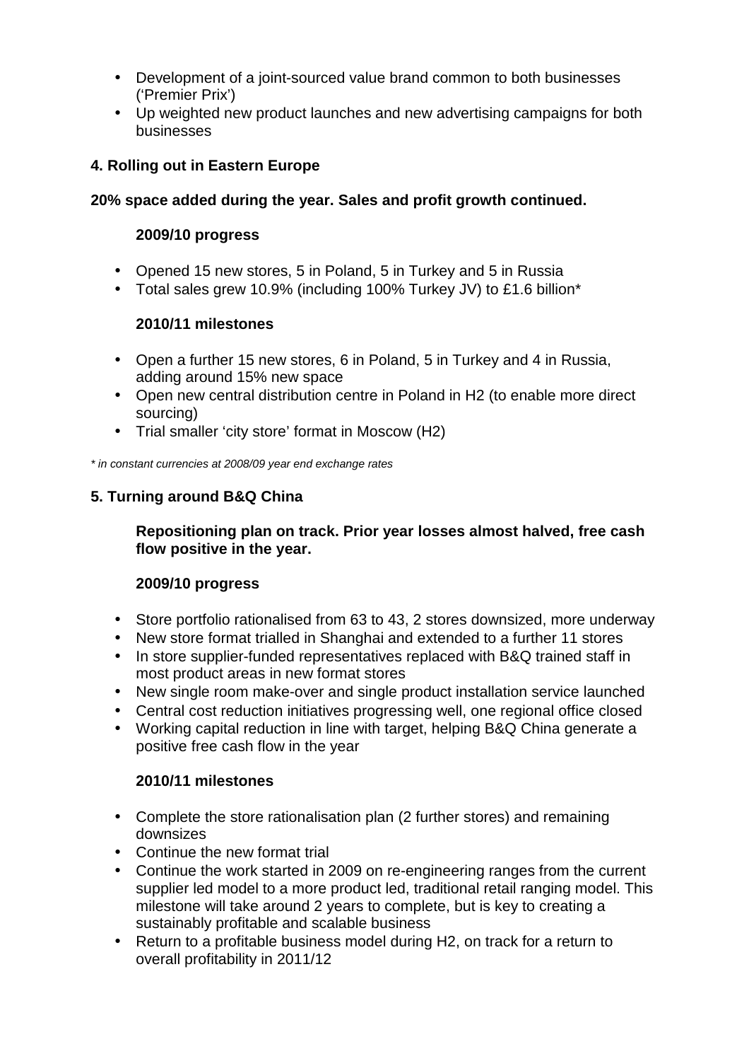- Development of a joint-sourced value brand common to both businesses ('Premier Prix')
- Up weighted new product launches and new advertising campaigns for both businesses

**4. Rolling out in Eastern Europe**

**20% space added during the year. Sales and profit growth continued.**

**2009/10 progress**

- Opened 15 new stores, 5 in Poland, 5 in Turkey and 5 in Russia
- Total sales grew 10.9% (including 100% Turkey JV) to £1.6 billion*

**2010/11 milestones**

- Open a further 15 new stores, 6 in Poland, 5 in Turkey and 4 in Russia, adding around 15% new space
- Open new central distribution centre in Poland in H2 (to enable more direct sourcing)
- Trial smaller 'city store' format in Moscow (H2)

*\* in constant currencies at 2008/09 year end exchange rates*

**5. Turning around B&Q China**

**Repositioning plan on track. Prior year losses almost halved, free cash flow positive in the year.**

**2009/10 progress**

- Store portfolio rationalised from 63 to 43, 2 stores downsized, more underway
- New store format trialled in Shanghai and extended to a further 11 stores
- In store supplier-funded representatives replaced with B&Q trained staff in most product areas in new format stores
- New single room make-over and single product installation service launched
- Central cost reduction initiatives progressing well, one regional office closed
- Working capital reduction in line with target, helping B&Q China generate a positive free cash flow in the year

**2010/11 milestones**

- Complete the store rationalisation plan (2 further stores) and remaining downsizes
- Continue the new format trial
- Continue the work started in 2009 on re-engineering ranges from the current supplier led model to a more product led, traditional retail ranging model. This milestone will take around 2 years to complete, but is key to creating a sustainably profitable and scalable business
- Return to a profitable business model during H2, on track for a return to overall profitability in 2011/12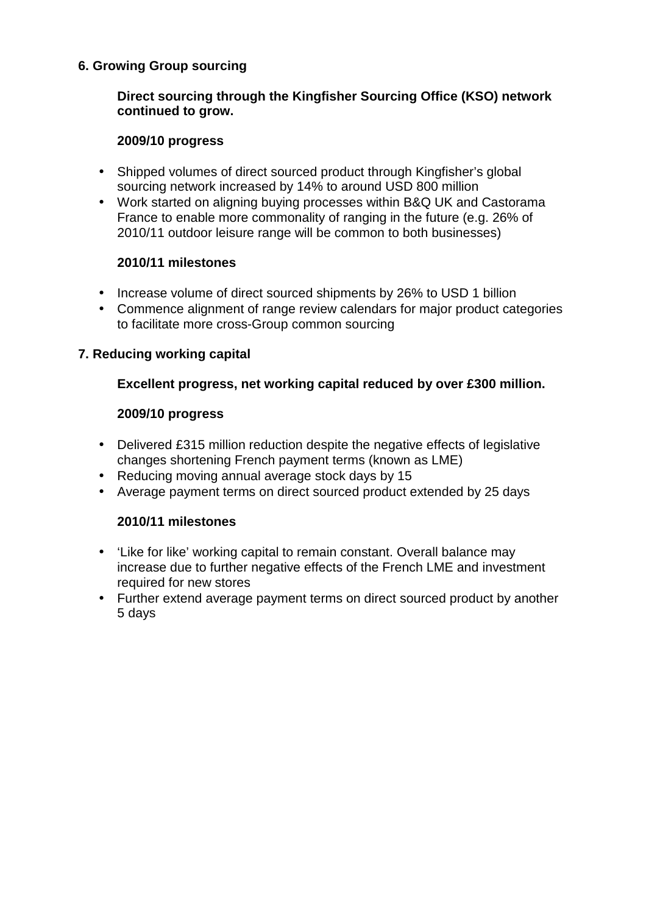## 6. Growing Group sourcing

**Direct sourcing through the Kingfisher Sourcing Office (KSO) network continued to grow.**

**2009/10 progress**

- Shipped volumes of direct sourced product through Kingfisher's global sourcing network increased by 14% to around USD 800 million
- Work started on aligning buying processes within B&Q UK and Castorama France to enable more commonality of ranging in the future (e.g. 26% of 2010/11 outdoor leisure range will be common to both businesses)

**2010/11 milestones**

- Increase volume of direct sourced shipments by 26% to USD 1 billion
- Commence alignment of range review calendars for major product categories to facilitate more cross-Group common sourcing

## 7. Reducing working capital

**Excellent progress, net working capital reduced by over £300 million.**

**2009/10 progress**

- Delivered £315 million reduction despite the negative effects of legislative changes shortening French payment terms (known as LME)
- Reducing moving annual average stock days by 15
- Average payment terms on direct sourced product extended by 25 days

**2010/11 milestones**

- 'Like for like' working capital to remain constant. Overall balance may increase due to further negative effects of the French LME and investment required for new stores
- Further extend average payment terms on direct sourced product by another 5 days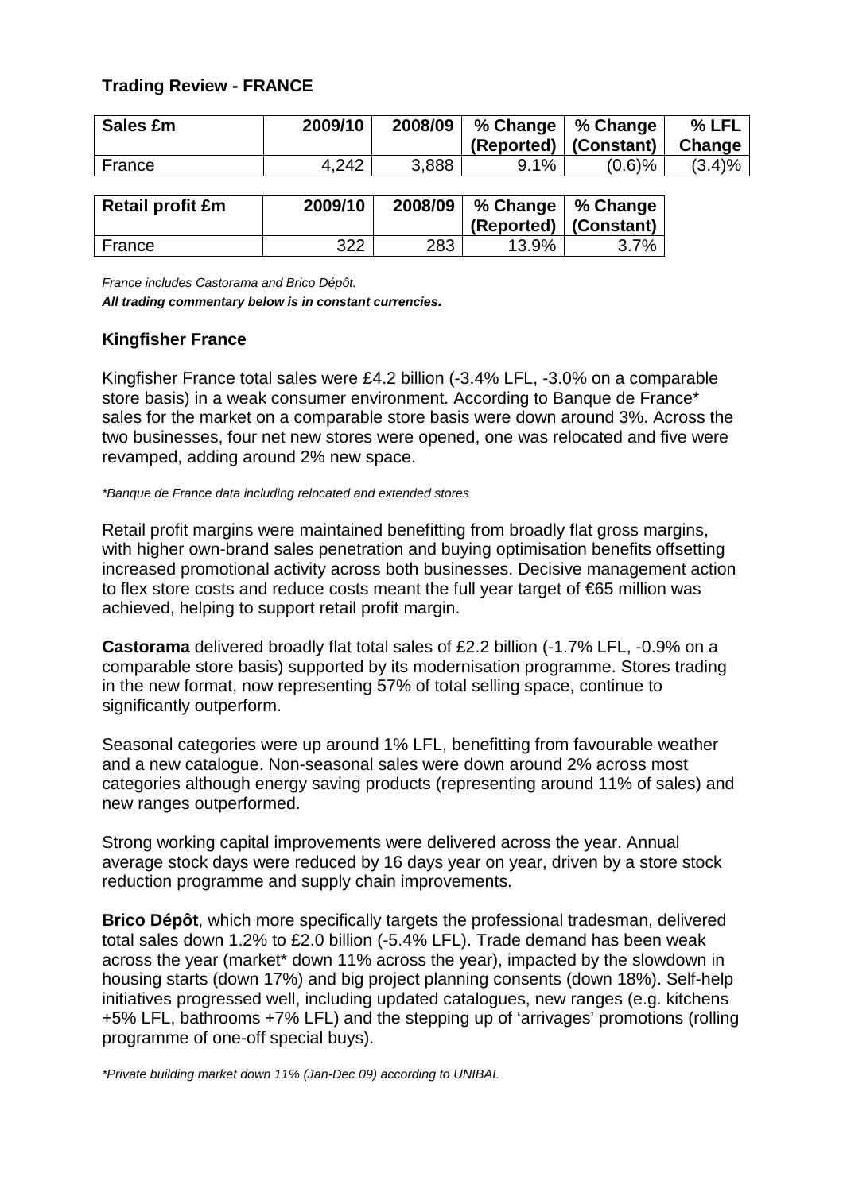## Trading Review - FRANCE

| Sales £m | 2009/10 | 2008/09 | % Change (Reported) | % Change (Constant) | % LFL Change |
|---|---|---|---|---|---|
| France | 4,242 | 3,888 | 9.1% | (0.6)% | (3.4)% |

| Retail profit £m | 2009/10 | 2008/09 | % Change (Reported) | % Change (Constant) |
|---|---|---|---|---|
| France | 322 | 283 | 13.9% | 3.7% |

*France includes Castorama and Brico Dépôt.*

***All trading commentary below is in constant currencies.***

### Kingfisher France

Kingfisher France total sales were £4.2 billion (-3.4% LFL, -3.0% on a comparable store basis) in a weak consumer environment. According to Banque de France* sales for the market on a comparable store basis were down around 3%. Across the two businesses, four net new stores were opened, one was relocated and five were revamped, adding around 2% new space.

*\*Banque de France data including relocated and extended stores*

Retail profit margins were maintained benefitting from broadly flat gross margins, with higher own-brand sales penetration and buying optimisation benefits offsetting increased promotional activity across both businesses. Decisive management action to flex store costs and reduce costs meant the full year target of €65 million was achieved, helping to support retail profit margin.

**Castorama** delivered broadly flat total sales of £2.2 billion (-1.7% LFL, -0.9% on a comparable store basis) supported by its modernisation programme. Stores trading in the new format, now representing 57% of total selling space, continue to significantly outperform.

Seasonal categories were up around 1% LFL, benefitting from favourable weather and a new catalogue. Non-seasonal sales were down around 2% across most categories although energy saving products (representing around 11% of sales) and new ranges outperformed.

Strong working capital improvements were delivered across the year. Annual average stock days were reduced by 16 days year on year, driven by a store stock reduction programme and supply chain improvements.

**Brico Dépôt**, which more specifically targets the professional tradesman, delivered total sales down 1.2% to £2.0 billion (-5.4% LFL). Trade demand has been weak across the year (market* down 11% across the year), impacted by the slowdown in housing starts (down 17%) and big project planning consents (down 18%). Self-help initiatives progressed well, including updated catalogues, new ranges (e.g. kitchens +5% LFL, bathrooms +7% LFL) and the stepping up of 'arrivages' promotions (rolling programme of one-off special buys).

*\*Private building market down 11% (Jan-Dec 09) according to UNIBAL*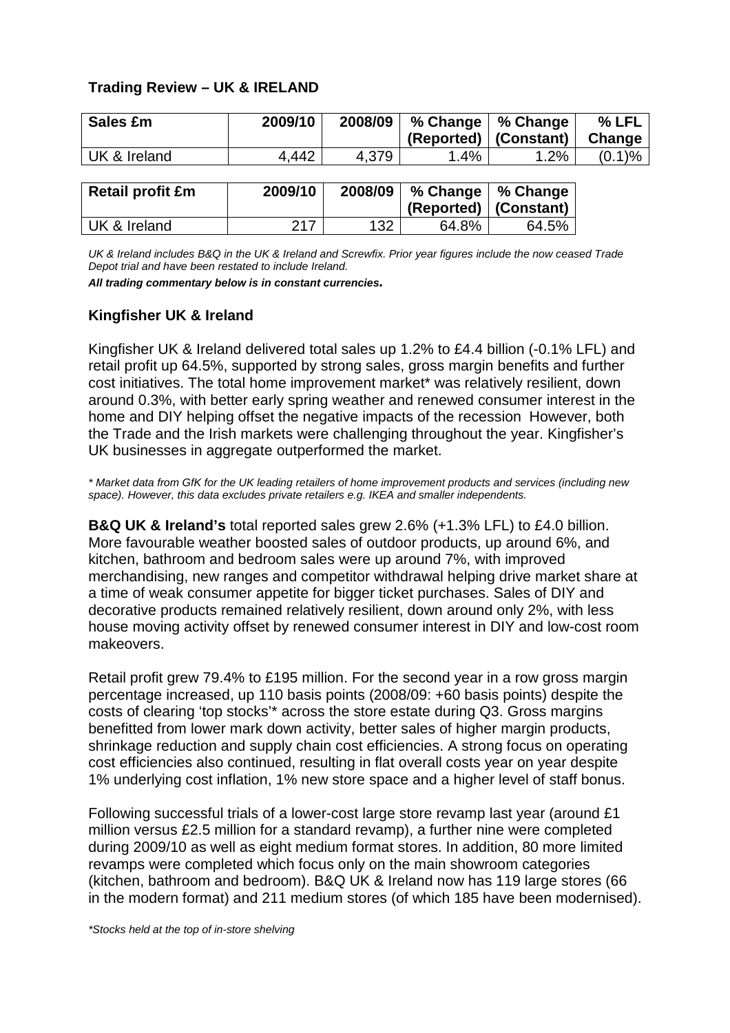**Trading Review – UK & IRELAND**

| Sales £m | 2009/10 | 2008/09 | % Change (Reported) | % Change (Constant) | % LFL Change |
|---|---|---|---|---|---|
| UK & Ireland | 4,442 | 4,379 | 1.4% | 1.2% | (0.1)% |

| Retail profit £m | 2009/10 | 2008/09 | % Change (Reported) | % Change (Constant) |
|---|---|---|---|---|
| UK & Ireland | 217 | 132 | 64.8% | 64.5% |

*UK & Ireland includes B&Q in the UK & Ireland and Screwfix. Prior year figures include the now ceased Trade Depot trial and have been restated to include Ireland.*

***All trading commentary below is in constant currencies.***

**Kingfisher UK & Ireland**

Kingfisher UK & Ireland delivered total sales up 1.2% to £4.4 billion (-0.1% LFL) and retail profit up 64.5%, supported by strong sales, gross margin benefits and further cost initiatives. The total home improvement market* was relatively resilient, down around 0.3%, with better early spring weather and renewed consumer interest in the home and DIY helping offset the negative impacts of the recession However, both the Trade and the Irish markets were challenging throughout the year. Kingfisher's UK businesses in aggregate outperformed the market.

*\* Market data from GfK for the UK leading retailers of home improvement products and services (including new space). However, this data excludes private retailers e.g. IKEA and smaller independents.*

**B&Q UK & Ireland's** total reported sales grew 2.6% (+1.3% LFL) to £4.0 billion. More favourable weather boosted sales of outdoor products, up around 6%, and kitchen, bathroom and bedroom sales were up around 7%, with improved merchandising, new ranges and competitor withdrawal helping drive market share at a time of weak consumer appetite for bigger ticket purchases. Sales of DIY and decorative products remained relatively resilient, down around only 2%, with less house moving activity offset by renewed consumer interest in DIY and low-cost room makeovers.

Retail profit grew 79.4% to £195 million. For the second year in a row gross margin percentage increased, up 110 basis points (2008/09: +60 basis points) despite the costs of clearing 'top stocks'* across the store estate during Q3. Gross margins benefitted from lower mark down activity, better sales of higher margin products, shrinkage reduction and supply chain cost efficiencies. A strong focus on operating cost efficiencies also continued, resulting in flat overall costs year on year despite 1% underlying cost inflation, 1% new store space and a higher level of staff bonus.

Following successful trials of a lower-cost large store revamp last year (around £1 million versus £2.5 million for a standard revamp), a further nine were completed during 2009/10 as well as eight medium format stores. In addition, 80 more limited revamps were completed which focus only on the main showroom categories (kitchen, bathroom and bedroom). B&Q UK & Ireland now has 119 large stores (66 in the modern format) and 211 medium stores (of which 185 have been modernised).

*\*Stocks held at the top of in-store shelving*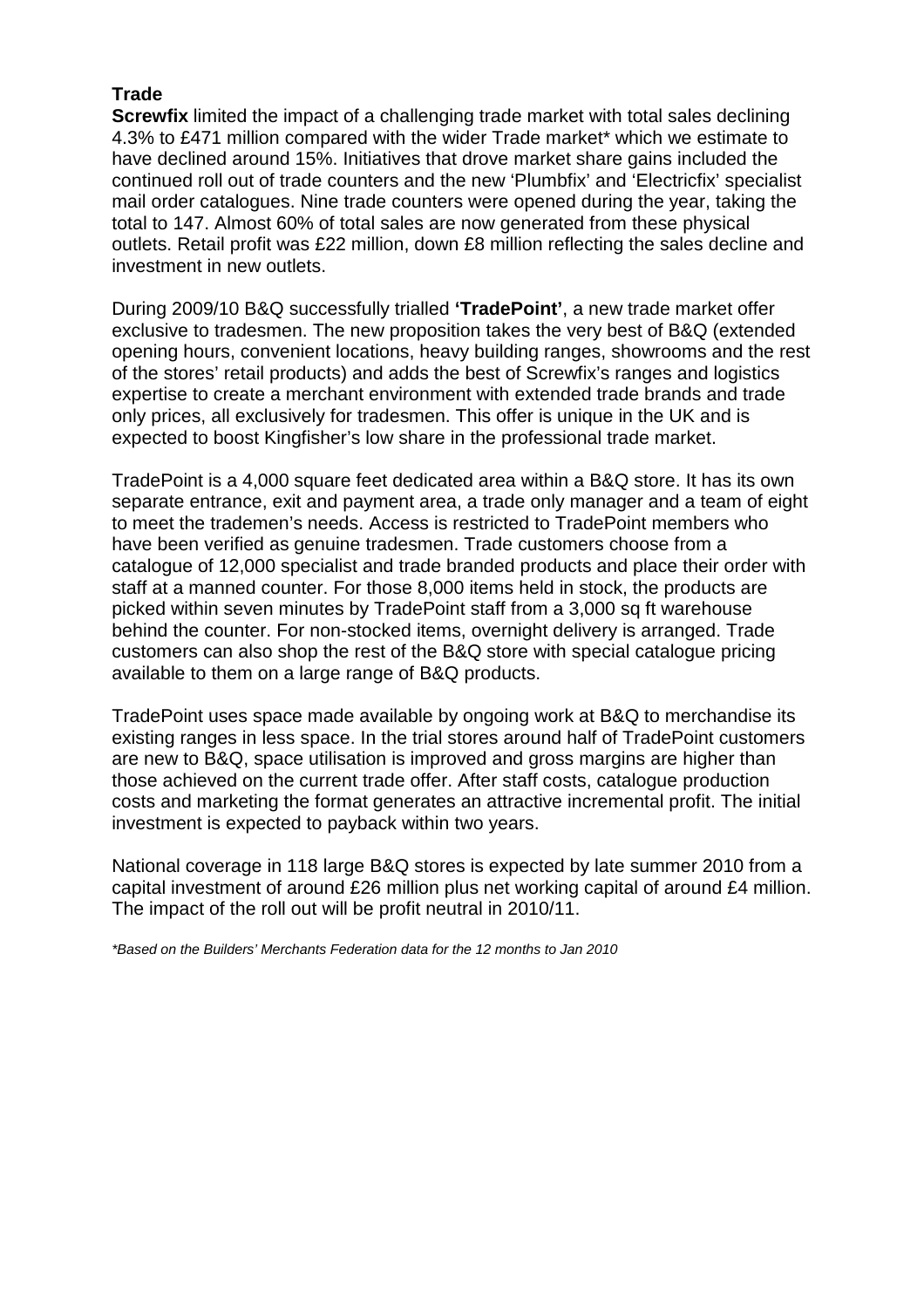**Trade**

**Screwfix** limited the impact of a challenging trade market with total sales declining 4.3% to £471 million compared with the wider Trade market* which we estimate to have declined around 15%. Initiatives that drove market share gains included the continued roll out of trade counters and the new 'Plumbfix' and 'Electricfix' specialist mail order catalogues. Nine trade counters were opened during the year, taking the total to 147. Almost 60% of total sales are now generated from these physical outlets. Retail profit was £22 million, down £8 million reflecting the sales decline and investment in new outlets.

During 2009/10 B&Q successfully trialled **'TradePoint'**, a new trade market offer exclusive to tradesmen. The new proposition takes the very best of B&Q (extended opening hours, convenient locations, heavy building ranges, showrooms and the rest of the stores' retail products) and adds the best of Screwfix's ranges and logistics expertise to create a merchant environment with extended trade brands and trade only prices, all exclusively for tradesmen. This offer is unique in the UK and is expected to boost Kingfisher's low share in the professional trade market.

TradePoint is a 4,000 square feet dedicated area within a B&Q store. It has its own separate entrance, exit and payment area, a trade only manager and a team of eight to meet the trademen's needs. Access is restricted to TradePoint members who have been verified as genuine tradesmen. Trade customers choose from a catalogue of 12,000 specialist and trade branded products and place their order with staff at a manned counter. For those 8,000 items held in stock, the products are picked within seven minutes by TradePoint staff from a 3,000 sq ft warehouse behind the counter. For non-stocked items, overnight delivery is arranged. Trade customers can also shop the rest of the B&Q store with special catalogue pricing available to them on a large range of B&Q products.

TradePoint uses space made available by ongoing work at B&Q to merchandise its existing ranges in less space. In the trial stores around half of TradePoint customers are new to B&Q, space utilisation is improved and gross margins are higher than those achieved on the current trade offer. After staff costs, catalogue production costs and marketing the format generates an attractive incremental profit. The initial investment is expected to payback within two years.

National coverage in 118 large B&Q stores is expected by late summer 2010 from a capital investment of around £26 million plus net working capital of around £4 million. The impact of the roll out will be profit neutral in 2010/11.

*\*Based on the Builders' Merchants Federation data for the 12 months to Jan 2010*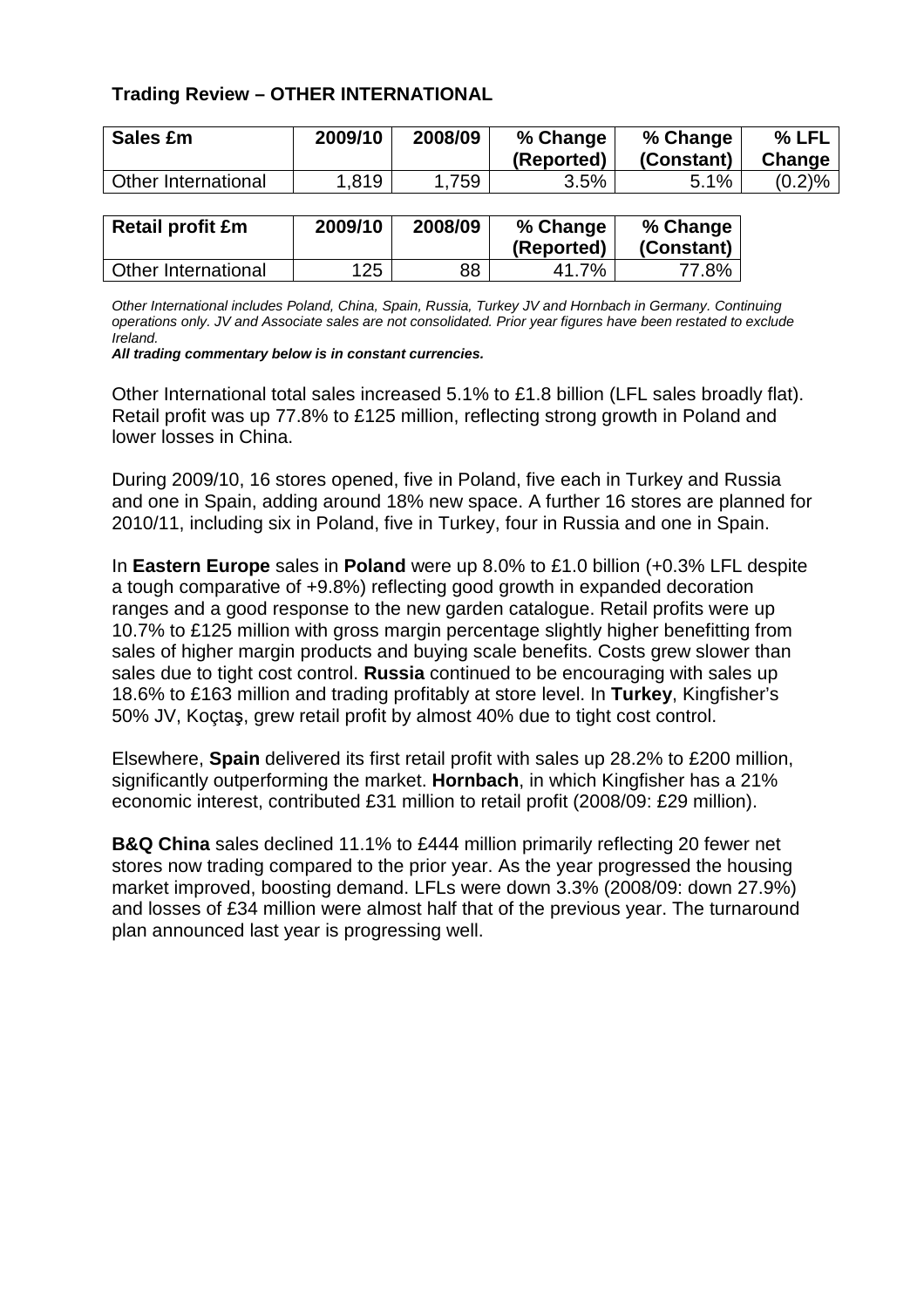**Trading Review – OTHER INTERNATIONAL**

| Sales £m | 2009/10 | 2008/09 | % Change (Reported) | % Change (Constant) | % LFL Change |
|---|---|---|---|---|---|
| Other International | 1,819 | 1,759 | 3.5% | 5.1% | (0.2)% |

| Retail profit £m | 2009/10 | 2008/09 | % Change (Reported) | % Change (Constant) |
|---|---|---|---|---|
| Other International | 125 | 88 | 41.7% | 77.8% |

*Other International includes Poland, China, Spain, Russia, Turkey JV and Hornbach in Germany. Continuing operations only. JV and Associate sales are not consolidated. Prior year figures have been restated to exclude Ireland.*
***All trading commentary below is in constant currencies.***

Other International total sales increased 5.1% to £1.8 billion (LFL sales broadly flat). Retail profit was up 77.8% to £125 million, reflecting strong growth in Poland and lower losses in China.

During 2009/10, 16 stores opened, five in Poland, five each in Turkey and Russia and one in Spain, adding around 18% new space. A further 16 stores are planned for 2010/11, including six in Poland, five in Turkey, four in Russia and one in Spain.

In **Eastern Europe** sales in **Poland** were up 8.0% to £1.0 billion (+0.3% LFL despite a tough comparative of +9.8%) reflecting good growth in expanded decoration ranges and a good response to the new garden catalogue. Retail profits were up 10.7% to £125 million with gross margin percentage slightly higher benefitting from sales of higher margin products and buying scale benefits. Costs grew slower than sales due to tight cost control. **Russia** continued to be encouraging with sales up 18.6% to £163 million and trading profitably at store level. In **Turkey**, Kingfisher's 50% JV, Koçtaş, grew retail profit by almost 40% due to tight cost control.

Elsewhere, **Spain** delivered its first retail profit with sales up 28.2% to £200 million, significantly outperforming the market. **Hornbach**, in which Kingfisher has a 21% economic interest, contributed £31 million to retail profit (2008/09: £29 million).

**B&Q China** sales declined 11.1% to £444 million primarily reflecting 20 fewer net stores now trading compared to the prior year. As the year progressed the housing market improved, boosting demand. LFLs were down 3.3% (2008/09: down 27.9%) and losses of £34 million were almost half that of the previous year. The turnaround plan announced last year is progressing well.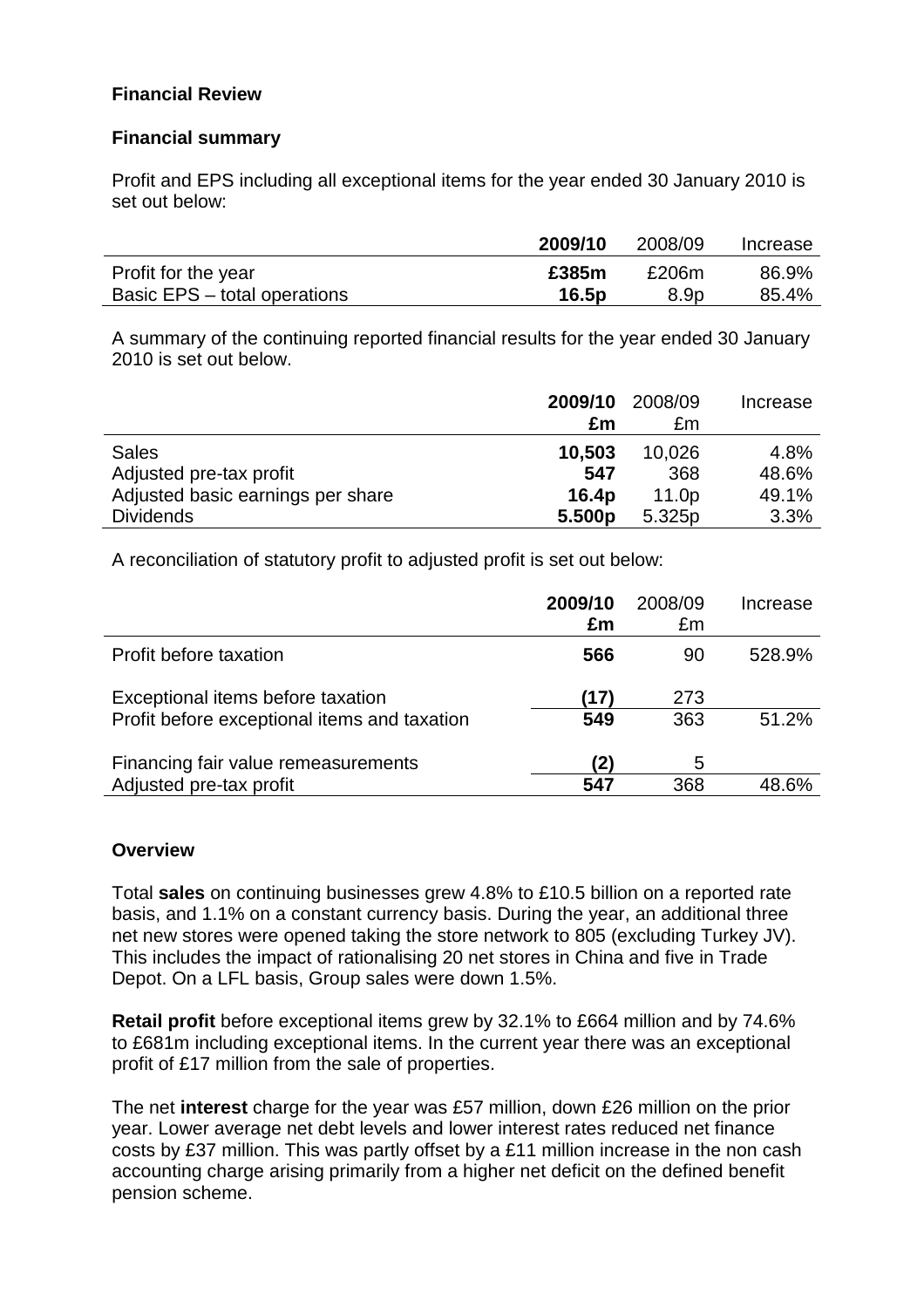## Financial Review

### Financial summary

Profit and EPS including all exceptional items for the year ended 30 January 2010 is set out below:

| | **2009/10** | 2008/09 | Increase |
|---|---|---|---|
| Profit for the year | **£385m** | £206m | 86.9% |
| Basic EPS – total operations | **16.5p** | 8.9p | 85.4% |

A summary of the continuing reported financial results for the year ended 30 January 2010 is set out below.

| | **2009/10 £m** | 2008/09 £m | Increase |
|---|---|---|---|
| Sales | **10,503** | 10,026 | 4.8% |
| Adjusted pre-tax profit | **547** | 368 | 48.6% |
| Adjusted basic earnings per share | **16.4p** | 11.0p | 49.1% |
| Dividends | **5.500p** | 5.325p | 3.3% |

A reconciliation of statutory profit to adjusted profit is set out below:

| | **2009/10 £m** | 2008/09 £m | Increase |
|---|---|---|---|
| Profit before taxation | **566** | 90 | 528.9% |
| Exceptional items before taxation | **(17)** | 273 | |
| Profit before exceptional items and taxation | **549** | 363 | 51.2% |
| Financing fair value remeasurements | **(2)** | 5 | |
| Adjusted pre-tax profit | **547** | 368 | 48.6% |

### Overview

Total **sales** on continuing businesses grew 4.8% to £10.5 billion on a reported rate basis, and 1.1% on a constant currency basis. During the year, an additional three net new stores were opened taking the store network to 805 (excluding Turkey JV). This includes the impact of rationalising 20 net stores in China and five in Trade Depot. On a LFL basis, Group sales were down 1.5%.

**Retail profit** before exceptional items grew by 32.1% to £664 million and by 74.6% to £681m including exceptional items. In the current year there was an exceptional profit of £17 million from the sale of properties.

The net **interest** charge for the year was £57 million, down £26 million on the prior year. Lower average net debt levels and lower interest rates reduced net finance costs by £37 million. This was partly offset by a £11 million increase in the non cash accounting charge arising primarily from a higher net deficit on the defined benefit pension scheme.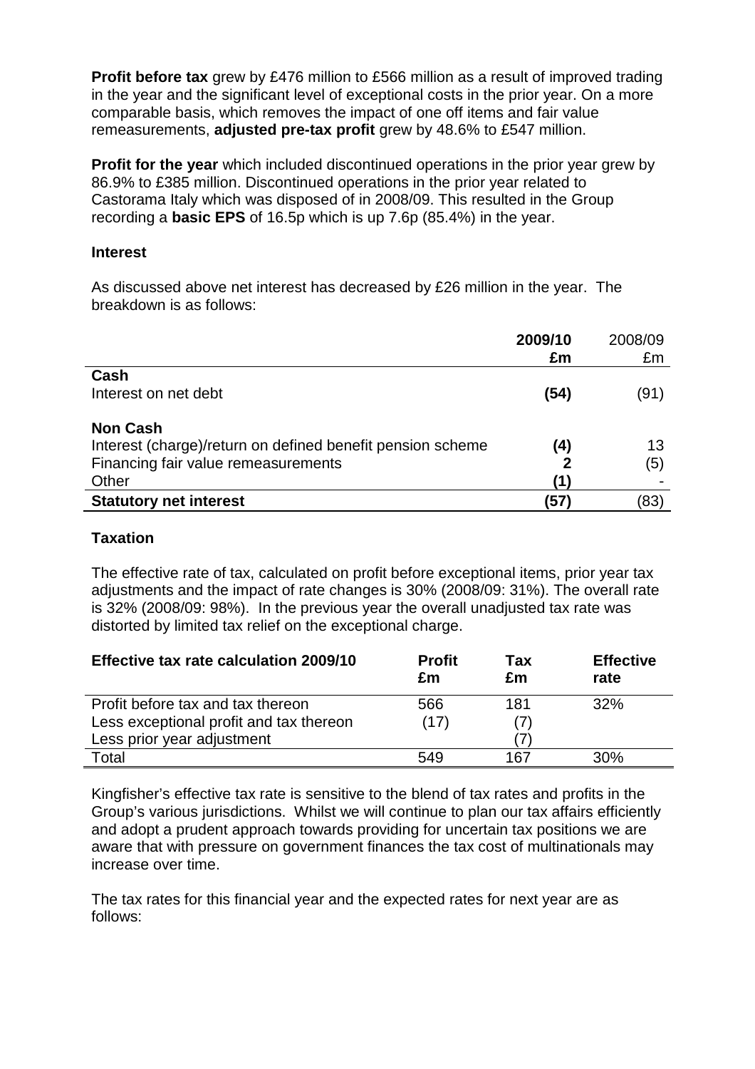**Profit before tax** grew by £476 million to £566 million as a result of improved trading in the year and the significant level of exceptional costs in the prior year. On a more comparable basis, which removes the impact of one off items and fair value remeasurements, **adjusted pre-tax profit** grew by 48.6% to £547 million.

**Profit for the year** which included discontinued operations in the prior year grew by 86.9% to £385 million. Discontinued operations in the prior year related to Castorama Italy which was disposed of in 2008/09. This resulted in the Group recording a **basic EPS** of 16.5p which is up 7.6p (85.4%) in the year.

**Interest**

As discussed above net interest has decreased by £26 million in the year. The breakdown is as follows:

| | **2009/10 £m** | 2008/09 £m |
|---|---|---|
| **Cash** | | |
| Interest on net debt | **(54)** | (91) |
| **Non Cash** | | |
| Interest (charge)/return on defined benefit pension scheme | **(4)** | 13 |
| Financing fair value remeasurements | **2** | (5) |
| Other | **(1)** | - |
| **Statutory net interest** | **(57)** | (83) |

**Taxation**

The effective rate of tax, calculated on profit before exceptional items, prior year tax adjustments and the impact of rate changes is 30% (2008/09: 31%). The overall rate is 32% (2008/09: 98%). In the previous year the overall unadjusted tax rate was distorted by limited tax relief on the exceptional charge.

| **Effective tax rate calculation 2009/10** | **Profit £m** | **Tax £m** | **Effective rate** |
|---|---|---|---|
| Profit before tax and tax thereon | 566 | 181 | 32% |
| Less exceptional profit and tax thereon | (17) | (7) | |
| Less prior year adjustment | | (7) | |
| Total | 549 | 167 | 30% |

Kingfisher's effective tax rate is sensitive to the blend of tax rates and profits in the Group's various jurisdictions. Whilst we will continue to plan our tax affairs efficiently and adopt a prudent approach towards providing for uncertain tax positions we are aware that with pressure on government finances the tax cost of multinationals may increase over time.

The tax rates for this financial year and the expected rates for next year are as follows: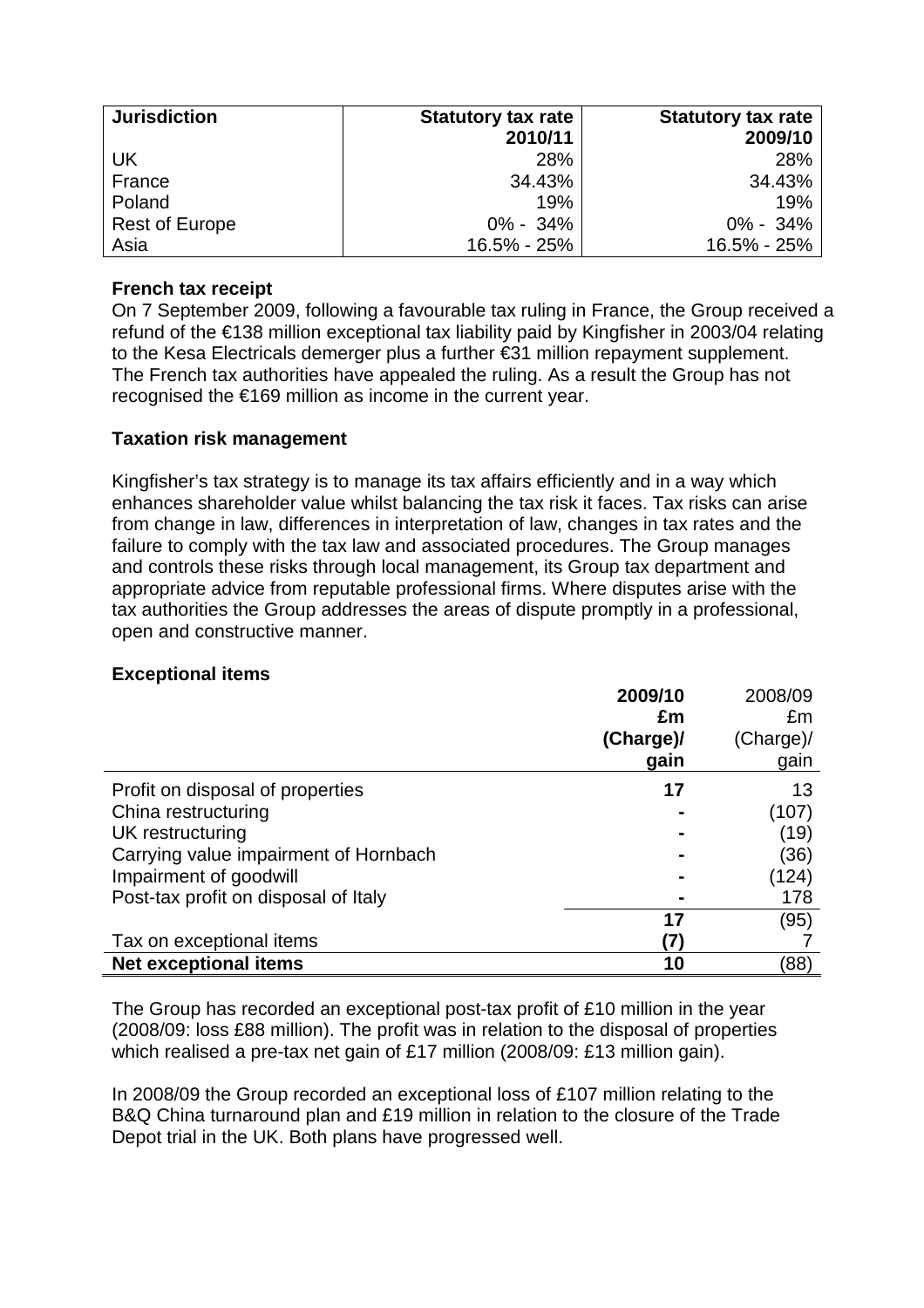| Jurisdiction | Statutory tax rate 2010/11 | Statutory tax rate 2009/10 |
|---|---|---|
| UK | 28% | 28% |
| France | 34.43% | 34.43% |
| Poland | 19% | 19% |
| Rest of Europe | 0% - 34% | 0% - 34% |
| Asia | 16.5% - 25% | 16.5% - 25% |

**French tax receipt**

On 7 September 2009, following a favourable tax ruling in France, the Group received a refund of the €138 million exceptional tax liability paid by Kingfisher in 2003/04 relating to the Kesa Electricals demerger plus a further €31 million repayment supplement. The French tax authorities have appealed the ruling. As a result the Group has not recognised the €169 million as income in the current year.

**Taxation risk management**

Kingfisher's tax strategy is to manage its tax affairs efficiently and in a way which enhances shareholder value whilst balancing the tax risk it faces. Tax risks can arise from change in law, differences in interpretation of law, changes in tax rates and the failure to comply with the tax law and associated procedures. The Group manages and controls these risks through local management, its Group tax department and appropriate advice from reputable professional firms. Where disputes arise with the tax authorities the Group addresses the areas of dispute promptly in a professional, open and constructive manner.

**Exceptional items**

| | **2009/10 £m (Charge)/ gain** | 2008/09 £m (Charge)/ gain |
|---|---|---|
| Profit on disposal of properties | **17** | 13 |
| China restructuring | **-** | (107) |
| UK restructuring | **-** | (19) |
| Carrying value impairment of Hornbach | **-** | (36) |
| Impairment of goodwill | **-** | (124) |
| Post-tax profit on disposal of Italy | **-** | 178 |
| | **17** | (95) |
| Tax on exceptional items | **(7)** | 7 |
| **Net exceptional items** | **10** | (88) |

The Group has recorded an exceptional post-tax profit of £10 million in the year (2008/09: loss £88 million). The profit was in relation to the disposal of properties which realised a pre-tax net gain of £17 million (2008/09: £13 million gain).

In 2008/09 the Group recorded an exceptional loss of £107 million relating to the B&Q China turnaround plan and £19 million in relation to the closure of the Trade Depot trial in the UK. Both plans have progressed well.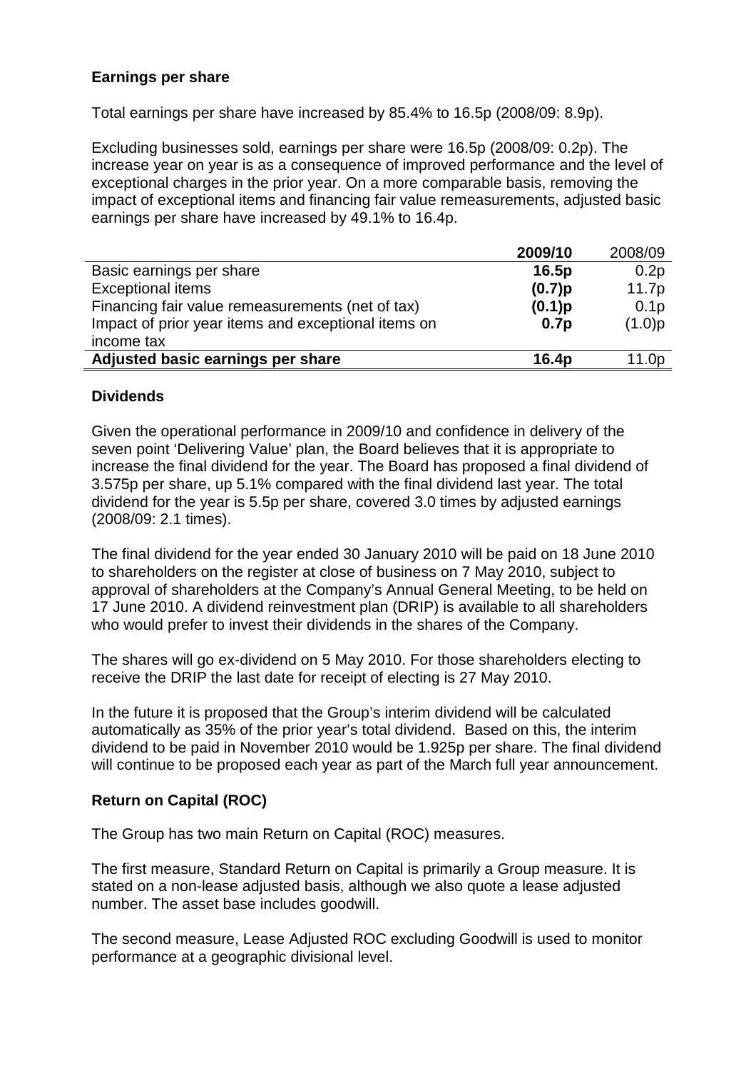**Earnings per share**

Total earnings per share have increased by 85.4% to 16.5p (2008/09: 8.9p).

Excluding businesses sold, earnings per share were 16.5p (2008/09: 0.2p). The increase year on year is as a consequence of improved performance and the level of exceptional charges in the prior year. On a more comparable basis, removing the impact of exceptional items and financing fair value remeasurements, adjusted basic earnings per share have increased by 49.1% to 16.4p.

| | **2009/10** | 2008/09 |
|---|---|---|
| Basic earnings per share | **16.5p** | 0.2p |
| Exceptional items | **(0.7)p** | 11.7p |
| Financing fair value remeasurements (net of tax) | **(0.1)p** | 0.1p |
| Impact of prior year items and exceptional items on income tax | **0.7p** | (1.0)p |
| **Adjusted basic earnings per share** | **16.4p** | 11.0p |

**Dividends**

Given the operational performance in 2009/10 and confidence in delivery of the seven point 'Delivering Value' plan, the Board believes that it is appropriate to increase the final dividend for the year. The Board has proposed a final dividend of 3.575p per share, up 5.1% compared with the final dividend last year. The total dividend for the year is 5.5p per share, covered 3.0 times by adjusted earnings (2008/09: 2.1 times).

The final dividend for the year ended 30 January 2010 will be paid on 18 June 2010 to shareholders on the register at close of business on 7 May 2010, subject to approval of shareholders at the Company's Annual General Meeting, to be held on 17 June 2010. A dividend reinvestment plan (DRIP) is available to all shareholders who would prefer to invest their dividends in the shares of the Company.

The shares will go ex-dividend on 5 May 2010. For those shareholders electing to receive the DRIP the last date for receipt of electing is 27 May 2010.

In the future it is proposed that the Group's interim dividend will be calculated automatically as 35% of the prior year's total dividend. Based on this, the interim dividend to be paid in November 2010 would be 1.925p per share. The final dividend will continue to be proposed each year as part of the March full year announcement.

**Return on Capital (ROC)**

The Group has two main Return on Capital (ROC) measures.

The first measure, Standard Return on Capital is primarily a Group measure. It is stated on a non-lease adjusted basis, although we also quote a lease adjusted number. The asset base includes goodwill.

The second measure, Lease Adjusted ROC excluding Goodwill is used to monitor performance at a geographic divisional level.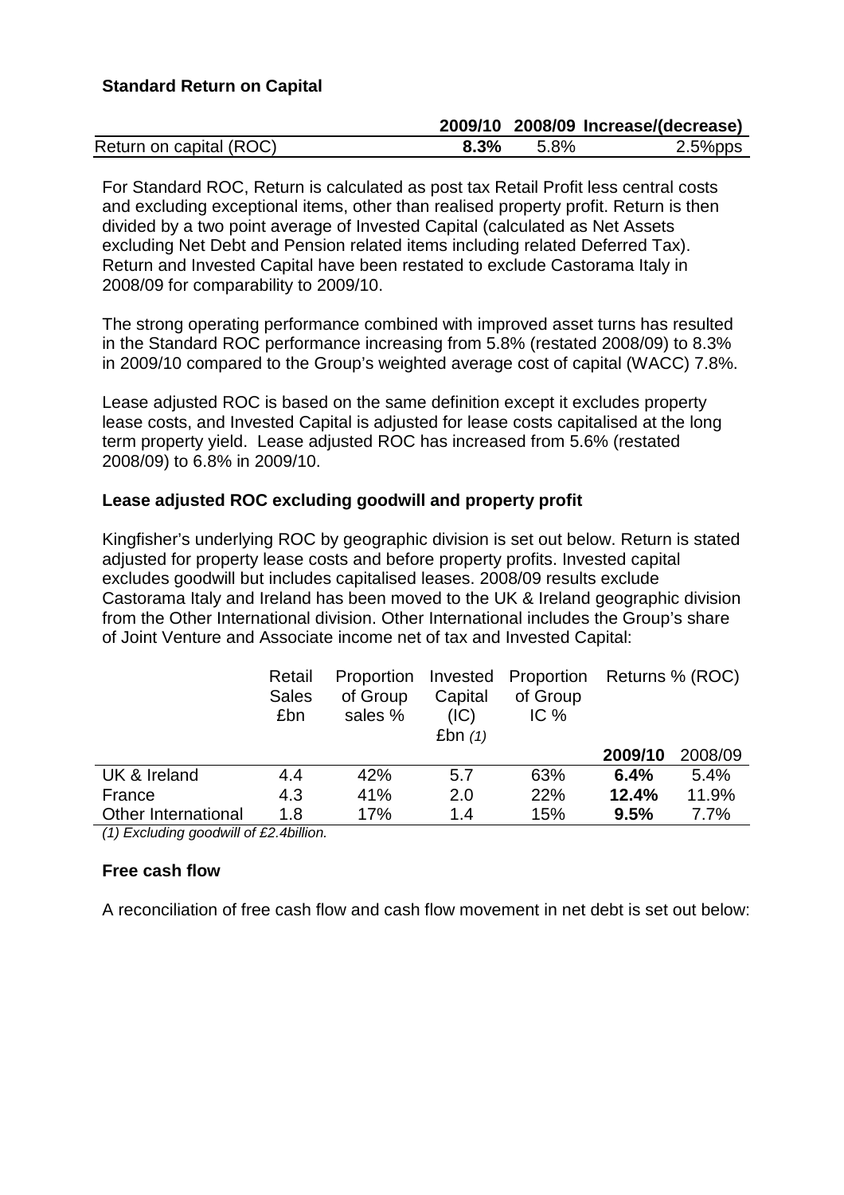**Standard Return on Capital**

| | 2009/10 | 2008/09 | Increase/(decrease) |
|---|---|---|---|
| Return on capital (ROC) | **8.3%** | 5.8% | 2.5%pps |

For Standard ROC, Return is calculated as post tax Retail Profit less central costs and excluding exceptional items, other than realised property profit. Return is then divided by a two point average of Invested Capital (calculated as Net Assets excluding Net Debt and Pension related items including related Deferred Tax). Return and Invested Capital have been restated to exclude Castorama Italy in 2008/09 for comparability to 2009/10.

The strong operating performance combined with improved asset turns has resulted in the Standard ROC performance increasing from 5.8% (restated 2008/09) to 8.3% in 2009/10 compared to the Group's weighted average cost of capital (WACC) 7.8%.

Lease adjusted ROC is based on the same definition except it excludes property lease costs, and Invested Capital is adjusted for lease costs capitalised at the long term property yield. Lease adjusted ROC has increased from 5.6% (restated 2008/09) to 6.8% in 2009/10.

**Lease adjusted ROC excluding goodwill and property profit**

Kingfisher's underlying ROC by geographic division is set out below. Return is stated adjusted for property lease costs and before property profits. Invested capital excludes goodwill but includes capitalised leases. 2008/09 results exclude Castorama Italy and Ireland has been moved to the UK & Ireland geographic division from the Other International division. Other International includes the Group's share of Joint Venture and Associate income net of tax and Invested Capital:

| | Retail Sales £bn | Proportion of Group sales % | Invested Capital (IC) £bn *(1)* | Proportion of Group IC % | Returns % (ROC) | |
|---|---|---|---|---|---|---|
| | | | | | **2009/10** | 2008/09 |
| UK & Ireland | 4.4 | 42% | 5.7 | 63% | **6.4%** | 5.4% |
| France | 4.3 | 41% | 2.0 | 22% | **12.4%** | 11.9% |
| Other International | 1.8 | 17% | 1.4 | 15% | **9.5%** | 7.7% |

*(1) Excluding goodwill of £2.4billion.*

**Free cash flow**

A reconciliation of free cash flow and cash flow movement in net debt is set out below: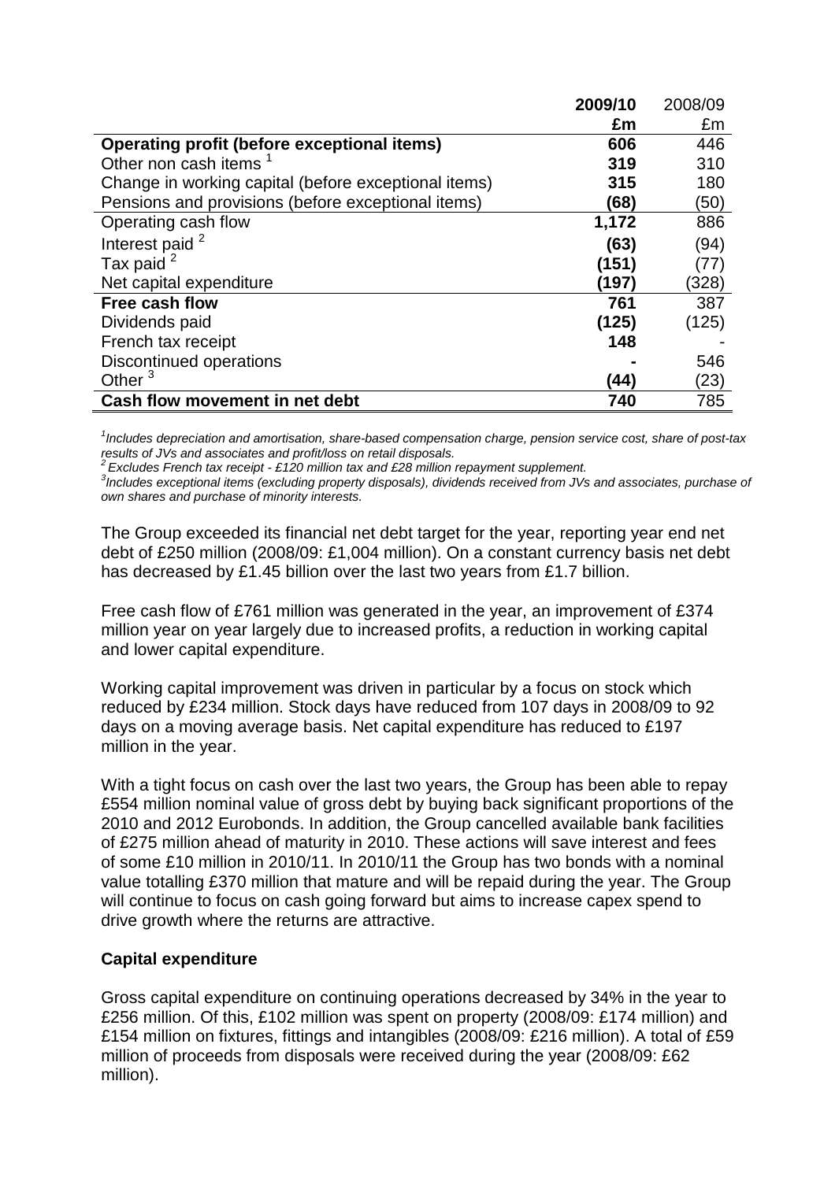| | **2009/10** | 2008/09 |
|---|---|---|
| | **£m** | £m |
| **Operating profit (before exceptional items)** | **606** | 446 |
| Other non cash items [1] | **319** | 310 |
| Change in working capital (before exceptional items) | **315** | 180 |
| Pensions and provisions (before exceptional items) | **(68)** | (50) |
| Operating cash flow | **1,172** | 886 |
| Interest paid [2] | **(63)** | (94) |
| Tax paid [2] | **(151)** | (77) |
| Net capital expenditure | **(197)** | (328) |
| **Free cash flow** | **761** | 387 |
| Dividends paid | **(125)** | (125) |
| French tax receipt | **148** | - |
| Discontinued operations | **-** | 546 |
| Other [3] | **(44)** | (23) |
| **Cash flow movement in net debt** | **740** | 785 |

*[1]Includes depreciation and amortisation, share-based compensation charge, pension service cost, share of post-tax results of JVs and associates and profit/loss on retail disposals.*
*[2] Excludes French tax receipt - £120 million tax and £28 million repayment supplement.*
*[3]Includes exceptional items (excluding property disposals), dividends received from JVs and associates, purchase of own shares and purchase of minority interests.*

The Group exceeded its financial net debt target for the year, reporting year end net debt of £250 million (2008/09: £1,004 million). On a constant currency basis net debt has decreased by £1.45 billion over the last two years from £1.7 billion.

Free cash flow of £761 million was generated in the year, an improvement of £374 million year on year largely due to increased profits, a reduction in working capital and lower capital expenditure.

Working capital improvement was driven in particular by a focus on stock which reduced by £234 million. Stock days have reduced from 107 days in 2008/09 to 92 days on a moving average basis. Net capital expenditure has reduced to £197 million in the year.

With a tight focus on cash over the last two years, the Group has been able to repay £554 million nominal value of gross debt by buying back significant proportions of the 2010 and 2012 Eurobonds. In addition, the Group cancelled available bank facilities of £275 million ahead of maturity in 2010. These actions will save interest and fees of some £10 million in 2010/11. In 2010/11 the Group has two bonds with a nominal value totalling £370 million that mature and will be repaid during the year. The Group will continue to focus on cash going forward but aims to increase capex spend to drive growth where the returns are attractive.

**Capital expenditure**

Gross capital expenditure on continuing operations decreased by 34% in the year to £256 million. Of this, £102 million was spent on property (2008/09: £174 million) and £154 million on fixtures, fittings and intangibles (2008/09: £216 million). A total of £59 million of proceeds from disposals were received during the year (2008/09: £62 million).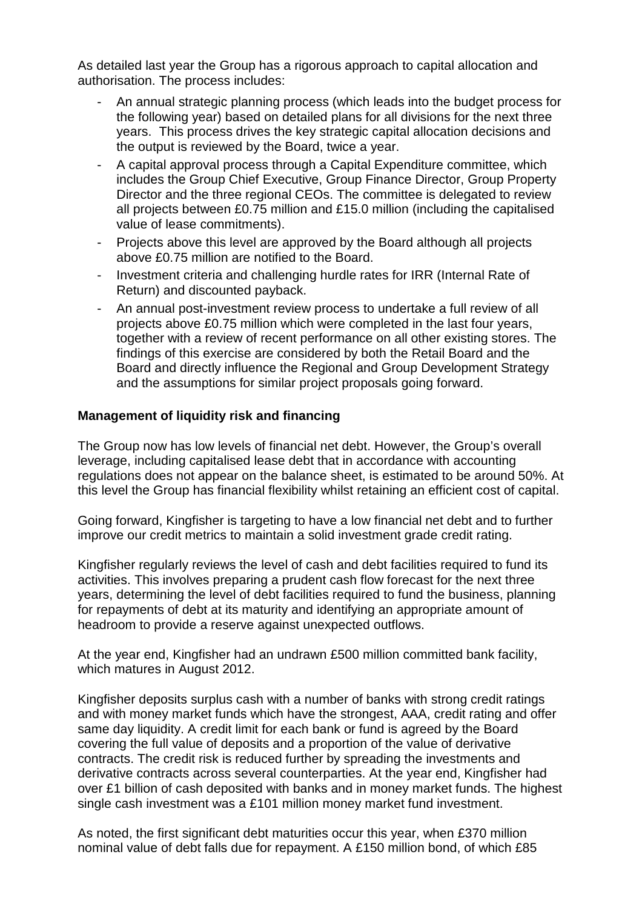As detailed last year the Group has a rigorous approach to capital allocation and authorisation. The process includes:

- An annual strategic planning process (which leads into the budget process for the following year) based on detailed plans for all divisions for the next three years. This process drives the key strategic capital allocation decisions and the output is reviewed by the Board, twice a year.
- A capital approval process through a Capital Expenditure committee, which includes the Group Chief Executive, Group Finance Director, Group Property Director and the three regional CEOs. The committee is delegated to review all projects between £0.75 million and £15.0 million (including the capitalised value of lease commitments).
- Projects above this level are approved by the Board although all projects above £0.75 million are notified to the Board.
- Investment criteria and challenging hurdle rates for IRR (Internal Rate of Return) and discounted payback.
- An annual post-investment review process to undertake a full review of all projects above £0.75 million which were completed in the last four years, together with a review of recent performance on all other existing stores. The findings of this exercise are considered by both the Retail Board and the Board and directly influence the Regional and Group Development Strategy and the assumptions for similar project proposals going forward.

**Management of liquidity risk and financing**

The Group now has low levels of financial net debt. However, the Group's overall leverage, including capitalised lease debt that in accordance with accounting regulations does not appear on the balance sheet, is estimated to be around 50%. At this level the Group has financial flexibility whilst retaining an efficient cost of capital.

Going forward, Kingfisher is targeting to have a low financial net debt and to further improve our credit metrics to maintain a solid investment grade credit rating.

Kingfisher regularly reviews the level of cash and debt facilities required to fund its activities. This involves preparing a prudent cash flow forecast for the next three years, determining the level of debt facilities required to fund the business, planning for repayments of debt at its maturity and identifying an appropriate amount of headroom to provide a reserve against unexpected outflows.

At the year end, Kingfisher had an undrawn £500 million committed bank facility, which matures in August 2012.

Kingfisher deposits surplus cash with a number of banks with strong credit ratings and with money market funds which have the strongest, AAA, credit rating and offer same day liquidity. A credit limit for each bank or fund is agreed by the Board covering the full value of deposits and a proportion of the value of derivative contracts. The credit risk is reduced further by spreading the investments and derivative contracts across several counterparties. At the year end, Kingfisher had over £1 billion of cash deposited with banks and in money market funds. The highest single cash investment was a £101 million money market fund investment.

As noted, the first significant debt maturities occur this year, when £370 million nominal value of debt falls due for repayment. A £150 million bond, of which £85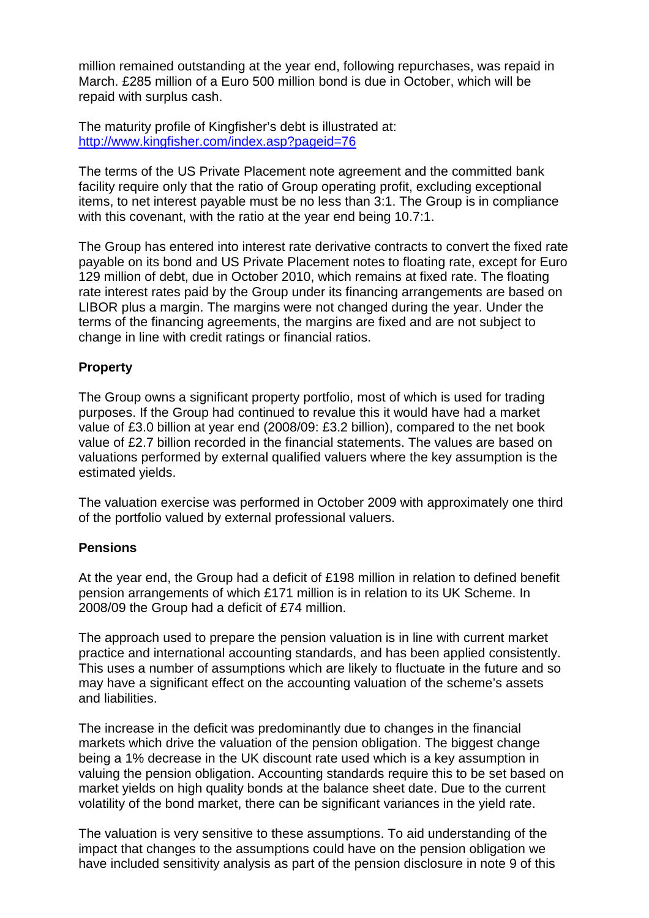million remained outstanding at the year end, following repurchases, was repaid in March. £285 million of a Euro 500 million bond is due in October, which will be repaid with surplus cash.

The maturity profile of Kingfisher's debt is illustrated at: http://www.kingfisher.com/index.asp?pageid=76

The terms of the US Private Placement note agreement and the committed bank facility require only that the ratio of Group operating profit, excluding exceptional items, to net interest payable must be no less than 3:1. The Group is in compliance with this covenant, with the ratio at the year end being 10.7:1.

The Group has entered into interest rate derivative contracts to convert the fixed rate payable on its bond and US Private Placement notes to floating rate, except for Euro 129 million of debt, due in October 2010, which remains at fixed rate. The floating rate interest rates paid by the Group under its financing arrangements are based on LIBOR plus a margin. The margins were not changed during the year. Under the terms of the financing agreements, the margins are fixed and are not subject to change in line with credit ratings or financial ratios.

**Property**

The Group owns a significant property portfolio, most of which is used for trading purposes. If the Group had continued to revalue this it would have had a market value of £3.0 billion at year end (2008/09: £3.2 billion), compared to the net book value of £2.7 billion recorded in the financial statements. The values are based on valuations performed by external qualified valuers where the key assumption is the estimated yields.

The valuation exercise was performed in October 2009 with approximately one third of the portfolio valued by external professional valuers.

**Pensions**

At the year end, the Group had a deficit of £198 million in relation to defined benefit pension arrangements of which £171 million is in relation to its UK Scheme. In 2008/09 the Group had a deficit of £74 million.

The approach used to prepare the pension valuation is in line with current market practice and international accounting standards, and has been applied consistently. This uses a number of assumptions which are likely to fluctuate in the future and so may have a significant effect on the accounting valuation of the scheme's assets and liabilities.

The increase in the deficit was predominantly due to changes in the financial markets which drive the valuation of the pension obligation. The biggest change being a 1% decrease in the UK discount rate used which is a key assumption in valuing the pension obligation. Accounting standards require this to be set based on market yields on high quality bonds at the balance sheet date. Due to the current volatility of the bond market, there can be significant variances in the yield rate.

The valuation is very sensitive to these assumptions. To aid understanding of the impact that changes to the assumptions could have on the pension obligation we have included sensitivity analysis as part of the pension disclosure in note 9 of this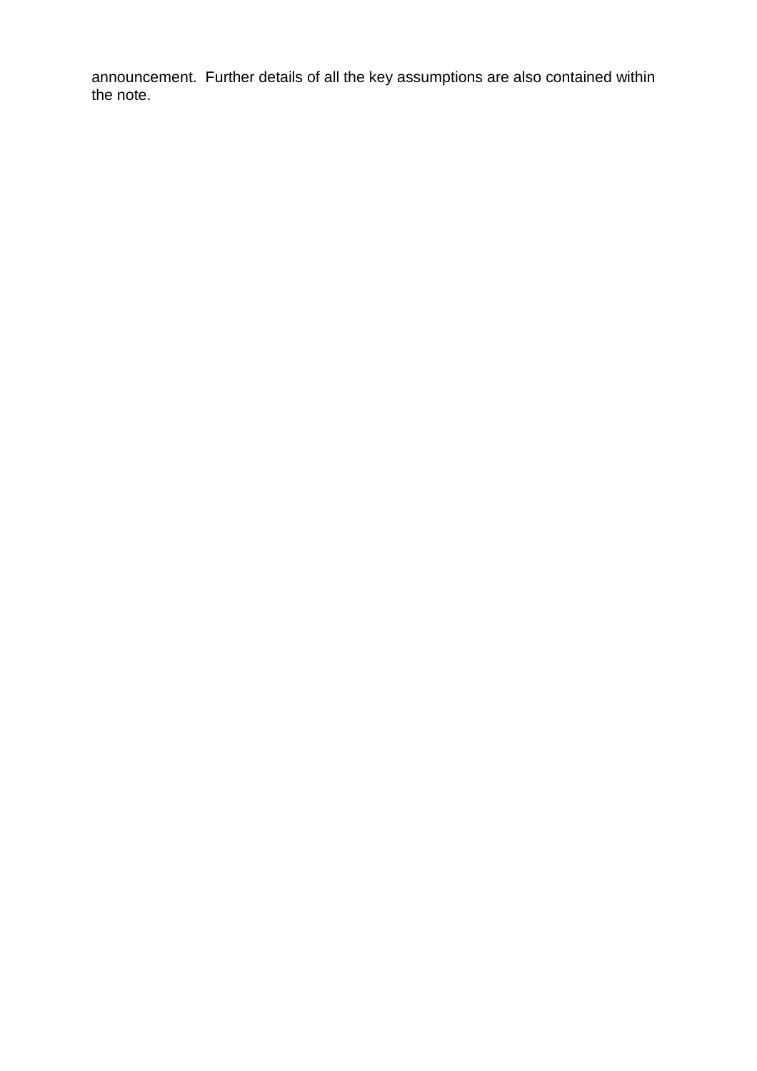announcement. Further details of all the key assumptions are also contained within the note.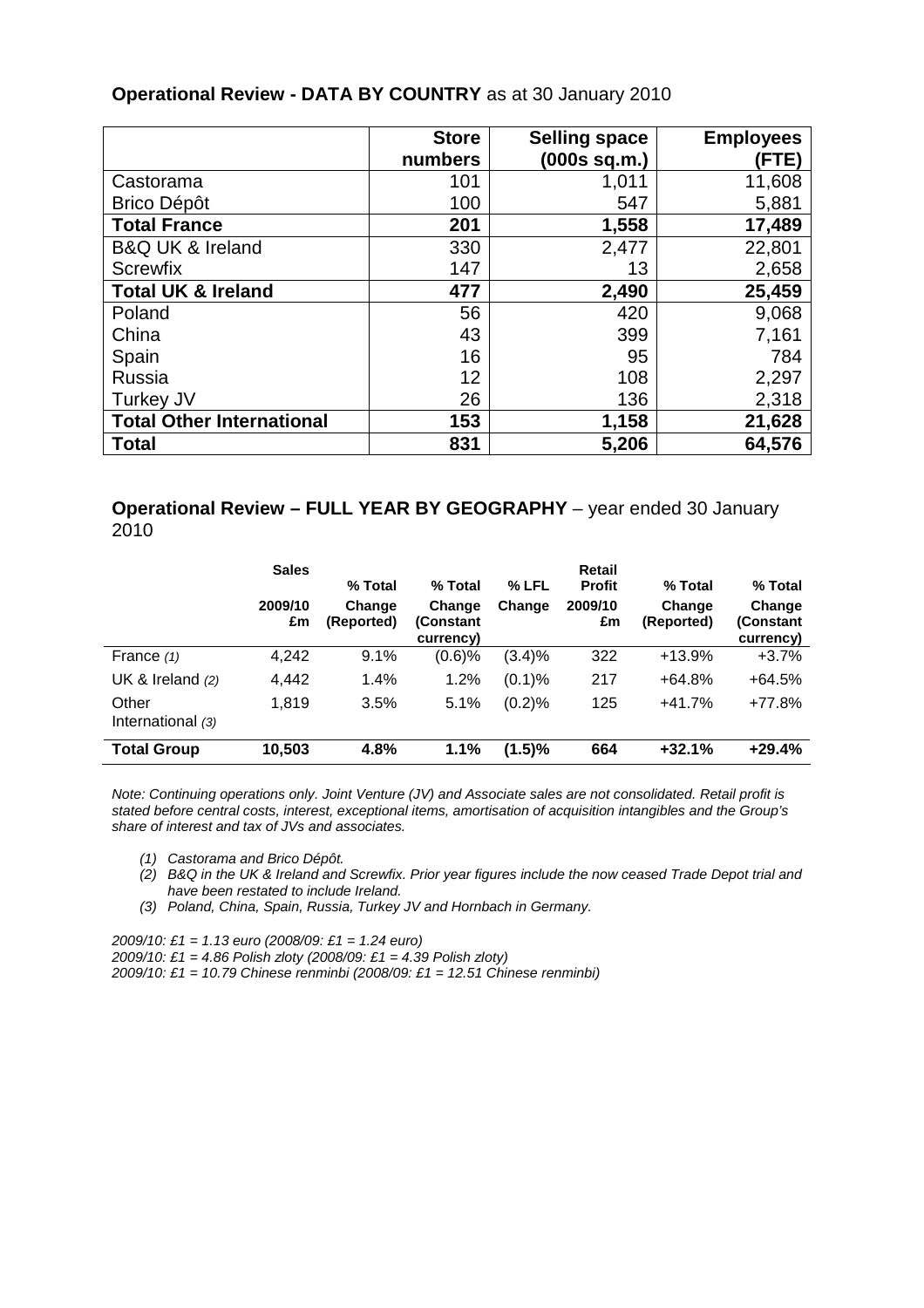**Operational Review - DATA BY COUNTRY** as at 30 January 2010

| | Store numbers | Selling space (000s sq.m.) | Employees (FTE) |
|---|---|---|---|
| Castorama | 101 | 1,011 | 11,608 |
| Brico Dépôt | 100 | 547 | 5,881 |
| **Total France** | **201** | **1,558** | **17,489** |
| B&Q UK & Ireland | 330 | 2,477 | 22,801 |
| Screwfix | 147 | 13 | 2,658 |
| **Total UK & Ireland** | **477** | **2,490** | **25,459** |
| Poland | 56 | 420 | 9,068 |
| China | 43 | 399 | 7,161 |
| Spain | 16 | 95 | 784 |
| Russia | 12 | 108 | 2,297 |
| Turkey JV | 26 | 136 | 2,318 |
| **Total Other International** | **153** | **1,158** | **21,628** |
| **Total** | **831** | **5,206** | **64,576** |

**Operational Review – FULL YEAR BY GEOGRAPHY** – year ended 30 January 2010

| | Sales 2009/10 £m | % Total Change (Reported) | % Total Change (Constant currency) | % LFL Change | Retail Profit 2009/10 £m | % Total Change (Reported) | % Total Change (Constant currency) |
|---|---|---|---|---|---|---|---|
| France *(1)* | 4,242 | 9.1% | (0.6)% | (3.4)% | 322 | +13.9% | +3.7% |
| UK & Ireland *(2)* | 4,442 | 1.4% | 1.2% | (0.1)% | 217 | +64.8% | +64.5% |
| Other International *(3)* | 1,819 | 3.5% | 5.1% | (0.2)% | 125 | +41.7% | +77.8% |
| **Total Group** | **10,503** | **4.8%** | **1.1%** | **(1.5)%** | **664** | **+32.1%** | **+29.4%** |

*Note: Continuing operations only. Joint Venture (JV) and Associate sales are not consolidated. Retail profit is stated before central costs, interest, exceptional items, amortisation of acquisition intangibles and the Group's share of interest and tax of JVs and associates.*

*(1) Castorama and Brico Dépôt.*
*(2) B&Q in the UK & Ireland and Screwfix. Prior year figures include the now ceased Trade Depot trial and have been restated to include Ireland.*
*(3) Poland, China, Spain, Russia, Turkey JV and Hornbach in Germany.*

*2009/10: £1 = 1.13 euro (2008/09: £1 = 1.24 euro)*
*2009/10: £1 = 4.86 Polish zloty (2008/09: £1 = 4.39 Polish zloty)*
*2009/10: £1 = 10.79 Chinese renminbi (2008/09: £1 = 12.51 Chinese renminbi)*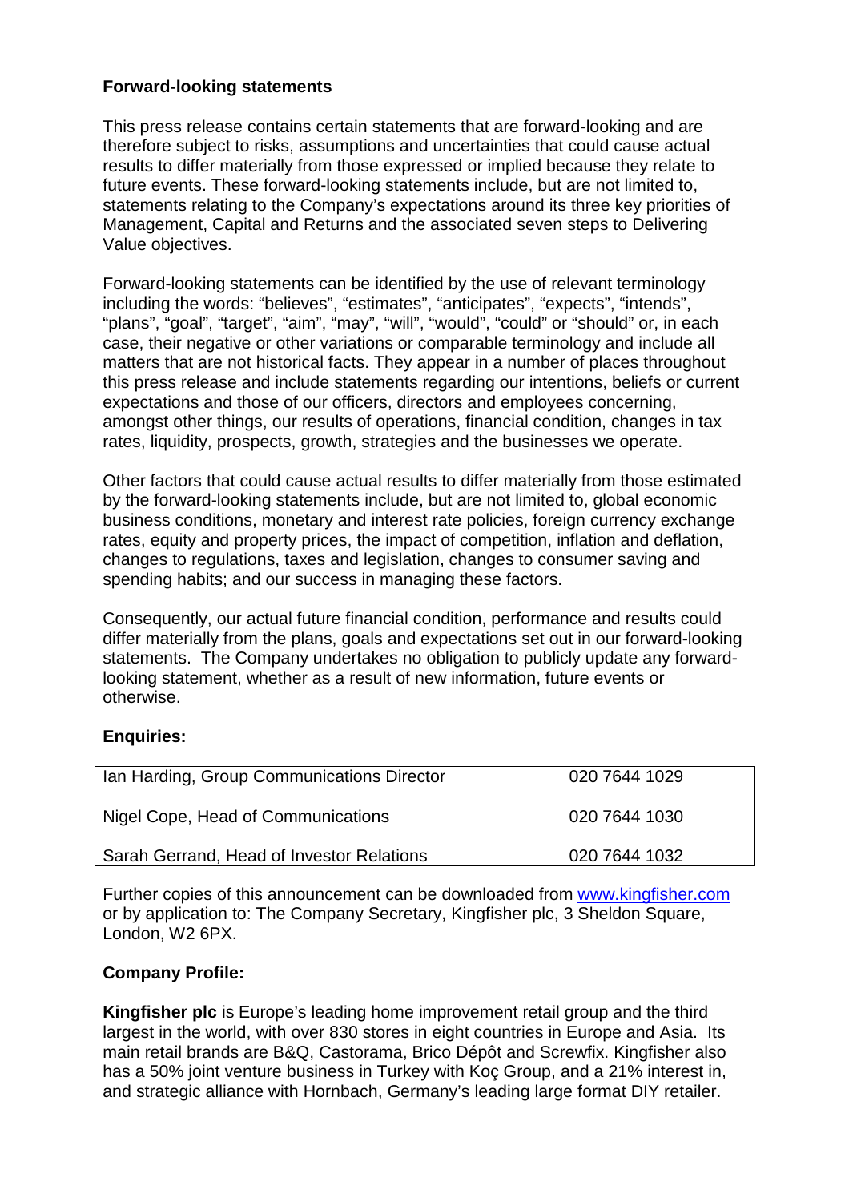**Forward-looking statements**

This press release contains certain statements that are forward-looking and are therefore subject to risks, assumptions and uncertainties that could cause actual results to differ materially from those expressed or implied because they relate to future events. These forward-looking statements include, but are not limited to, statements relating to the Company's expectations around its three key priorities of Management, Capital and Returns and the associated seven steps to Delivering Value objectives.

Forward-looking statements can be identified by the use of relevant terminology including the words: "believes", "estimates", "anticipates", "expects", "intends", "plans", "goal", "target", "aim", "may", "will", "would", "could" or "should" or, in each case, their negative or other variations or comparable terminology and include all matters that are not historical facts. They appear in a number of places throughout this press release and include statements regarding our intentions, beliefs or current expectations and those of our officers, directors and employees concerning, amongst other things, our results of operations, financial condition, changes in tax rates, liquidity, prospects, growth, strategies and the businesses we operate.

Other factors that could cause actual results to differ materially from those estimated by the forward-looking statements include, but are not limited to, global economic business conditions, monetary and interest rate policies, foreign currency exchange rates, equity and property prices, the impact of competition, inflation and deflation, changes to regulations, taxes and legislation, changes to consumer saving and spending habits; and our success in managing these factors.

Consequently, our actual future financial condition, performance and results could differ materially from the plans, goals and expectations set out in our forward-looking statements. The Company undertakes no obligation to publicly update any forward-looking statement, whether as a result of new information, future events or otherwise.

**Enquiries:**

| | |
|---|---|
| Ian Harding, Group Communications Director | 020 7644 1029 |
| Nigel Cope, Head of Communications | 020 7644 1030 |
| Sarah Gerrand, Head of Investor Relations | 020 7644 1032 |

Further copies of this announcement can be downloaded from www.kingfisher.com or by application to: The Company Secretary, Kingfisher plc, 3 Sheldon Square, London, W2 6PX.

**Company Profile:**

**Kingfisher plc** is Europe's leading home improvement retail group and the third largest in the world, with over 830 stores in eight countries in Europe and Asia. Its main retail brands are B&Q, Castorama, Brico Dépôt and Screwfix. Kingfisher also has a 50% joint venture business in Turkey with Koç Group, and a 21% interest in, and strategic alliance with Hornbach, Germany's leading large format DIY retailer.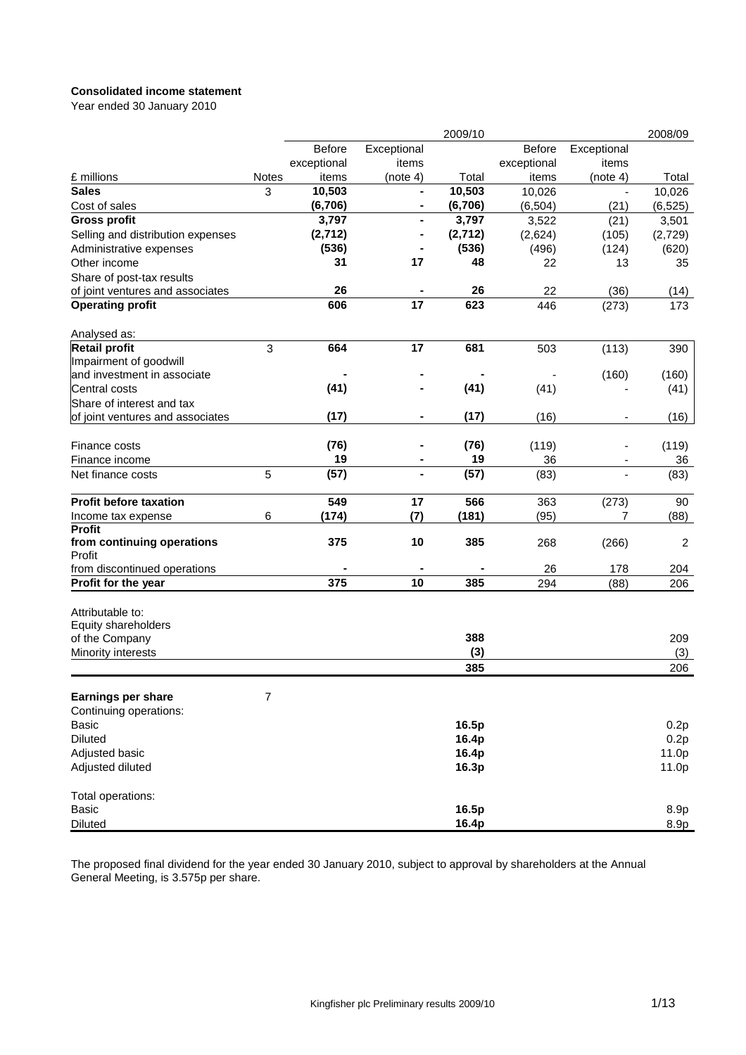**Consolidated income statement**
Year ended 30 January 2010

| £ millions | Notes | 2009/10 Before exceptional items | 2009/10 Exceptional items (note 4) | 2009/10 Total | 2008/09 Before exceptional items | 2008/09 Exceptional items (note 4) | 2008/09 Total |
|---|---|---|---|---|---|---|---|
| **Sales** | 3 | **10,503** | **-** | **10,503** | 10,026 | - | 10,026 |
| Cost of sales | | **(6,706)** | **-** | **(6,706)** | (6,504) | (21) | (6,525) |
| **Gross profit** | | **3,797** | **-** | **3,797** | 3,522 | (21) | 3,501 |
| Selling and distribution expenses | | **(2,712)** | **-** | **(2,712)** | (2,624) | (105) | (2,729) |
| Administrative expenses | | **(536)** | **-** | **(536)** | (496) | (124) | (620) |
| Other income | | **31** | **17** | **48** | 22 | 13 | 35 |
| Share of post-tax results of joint ventures and associates | | **26** | **-** | **26** | 22 | (36) | (14) |
| **Operating profit** | | **606** | **17** | **623** | 446 | (273) | 173 |
| Analysed as: | | | | | | | |
| **Retail profit** | 3 | **664** | **17** | **681** | 503 | (113) | 390 |
| Impairment of goodwill and investment in associate | | **-** | **-** | **-** | - | (160) | (160) |
| Central costs | | **(41)** | **-** | **(41)** | (41) | - | (41) |
| Share of interest and tax of joint ventures and associates | | **(17)** | **-** | **(17)** | (16) | - | (16) |
| Finance costs | | **(76)** | **-** | **(76)** | (119) | - | (119) |
| Finance income | | **19** | **-** | **19** | 36 | - | 36 |
| Net finance costs | 5 | **(57)** | **-** | **(57)** | (83) | - | (83) |
| **Profit before taxation** | | **549** | **17** | **566** | 363 | (273) | 90 |
| Income tax expense | 6 | **(174)** | **(7)** | **(181)** | (95) | 7 | (88) |
| **Profit from continuing operations** | | **375** | **10** | **385** | 268 | (266) | 2 |
| Profit from discontinued operations | | **-** | **-** | **-** | 26 | 178 | 204 |
| **Profit for the year** | | **375** | **10** | **385** | 294 | (88) | 206 |
| Attributable to: | | | | | | | |
| Equity shareholders of the Company | | | | **388** | | | 209 |
| Minority interests | | | | **(3)** | | | (3) |
| | | | | **385** | | | 206 |
| **Earnings per share** | 7 | | | | | | |
| Continuing operations: | | | | | | | |
| Basic | | | | **16.5p** | | | 0.2p |
| Diluted | | | | **16.4p** | | | 0.2p |
| Adjusted basic | | | | **16.4p** | | | 11.0p |
| Adjusted diluted | | | | **16.3p** | | | 11.0p |
| Total operations: | | | | | | | |
| Basic | | | | **16.5p** | | | 8.9p |
| Diluted | | | | **16.4p** | | | 8.9p |

The proposed final dividend for the year ended 30 January 2010, subject to approval by shareholders at the Annual General Meeting, is 3.575p per share.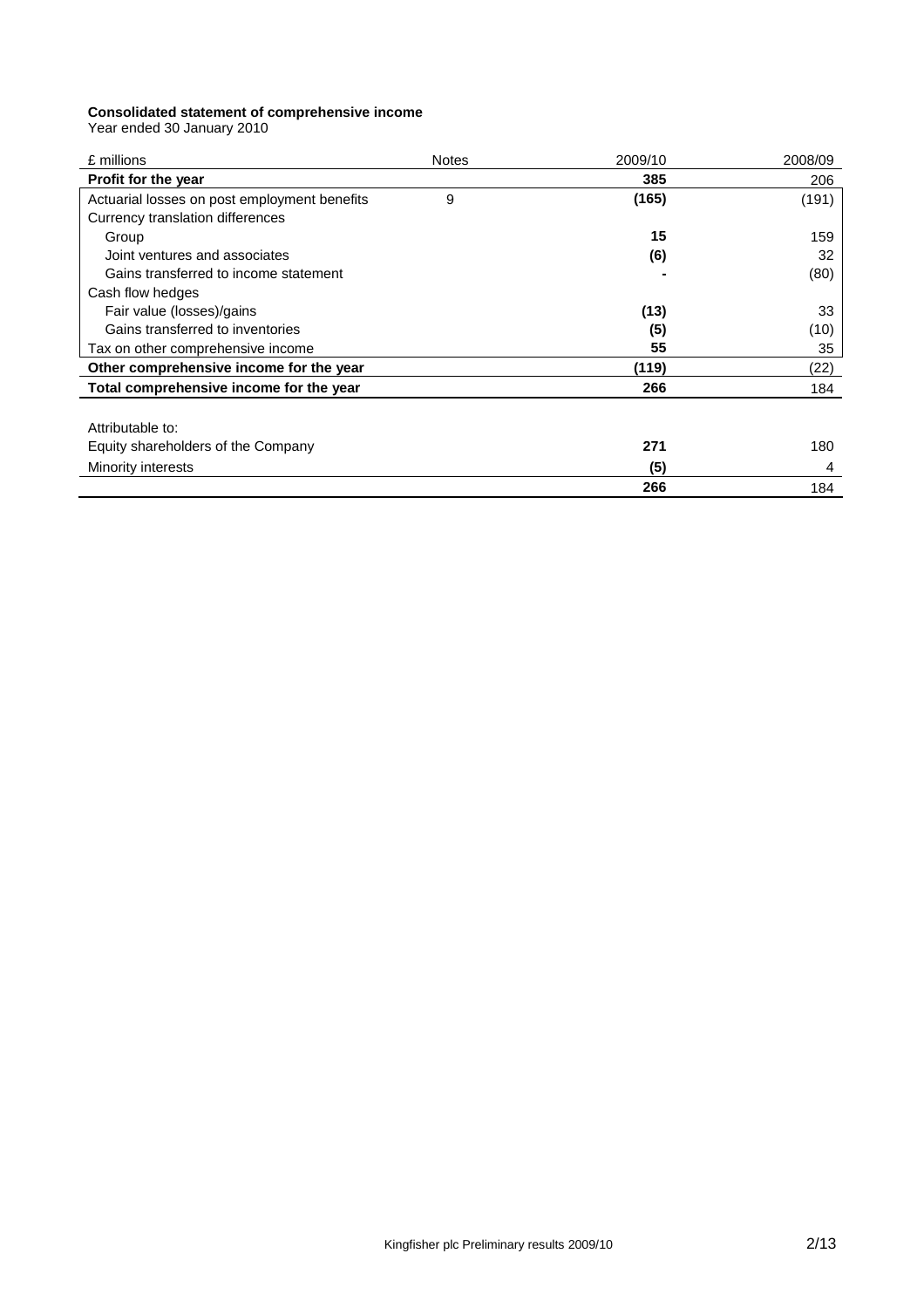**Consolidated statement of comprehensive income**
Year ended 30 January 2010

| £ millions | Notes | 2009/10 | 2008/09 |
|---|---|---|---|
| **Profit for the year** | | **385** | 206 |
| Actuarial losses on post employment benefits | 9 | **(165)** | (191) |
| Currency translation differences | | | |
| Group | | **15** | 159 |
| Joint ventures and associates | | **(6)** | 32 |
| Gains transferred to income statement | | **-** | (80) |
| Cash flow hedges | | | |
| Fair value (losses)/gains | | **(13)** | 33 |
| Gains transferred to inventories | | **(5)** | (10) |
| Tax on other comprehensive income | | **55** | 35 |
| **Other comprehensive income for the year** | | **(119)** | (22) |
| **Total comprehensive income for the year** | | **266** | 184 |
| | | | |
| Attributable to: | | | |
| Equity shareholders of the Company | | **271** | 180 |
| Minority interests | | **(5)** | 4 |
| | | **266** | 184 |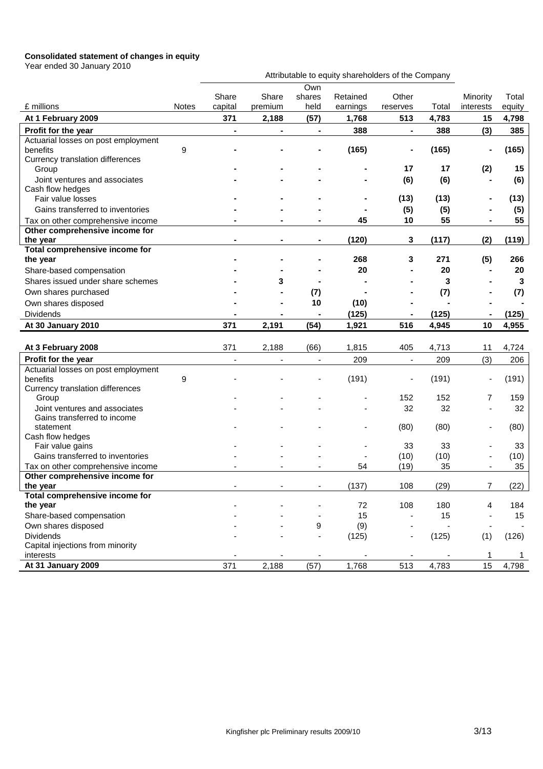**Consolidated statement of changes in equity**
Year ended 30 January 2010

| | | Attributable to equity shareholders of the Company | | | | | | | |
|---|---|---|---|---|---|---|---|---|---|
| £ millions | Notes | Share capital | Share premium | Own shares held | Retained earnings | Other reserves | Total | Minority interests | Total equity |
| **At 1 February 2009** | | **371** | **2,188** | **(57)** | **1,768** | **513** | **4,783** | **15** | **4,798** |
| **Profit for the year** | | **-** | **-** | **-** | **388** | **-** | **388** | **(3)** | **385** |
| Actuarial losses on post employment benefits | 9 | **-** | **-** | **-** | **(165)** | **-** | **(165)** | **-** | **(165)** |
| Currency translation differences | | | | | | | | | |
| Group | | **-** | **-** | **-** | **-** | **17** | **17** | **(2)** | **15** |
| Joint ventures and associates | | **-** | **-** | **-** | **-** | **(6)** | **(6)** | **-** | **(6)** |
| Cash flow hedges | | | | | | | | | |
| Fair value losses | | **-** | **-** | **-** | **-** | **(13)** | **(13)** | **-** | **(13)** |
| Gains transferred to inventories | | **-** | **-** | **-** | **-** | **(5)** | **(5)** | **-** | **(5)** |
| Tax on other comprehensive income | | **-** | **-** | **-** | **45** | **10** | **55** | **-** | **55** |
| **Other comprehensive income for the year** | | **-** | **-** | **-** | **(120)** | **3** | **(117)** | **(2)** | **(119)** |
| **Total comprehensive income for the year** | | **-** | **-** | **-** | **268** | **3** | **271** | **(5)** | **266** |
| Share-based compensation | | **-** | **-** | **-** | **20** | **-** | **20** | **-** | **20** |
| Shares issued under share schemes | | **-** | **3** | **-** | **-** | **-** | **3** | **-** | **3** |
| Own shares purchased | | **-** | **-** | **(7)** | **-** | **-** | **(7)** | **-** | **(7)** |
| Own shares disposed | | **-** | **-** | **10** | **(10)** | **-** | **-** | **-** | **-** |
| Dividends | | **-** | **-** | **-** | **(125)** | **-** | **(125)** | **-** | **(125)** |
| **At 30 January 2010** | | **371** | **2,191** | **(54)** | **1,921** | **516** | **4,945** | **10** | **4,955** |
| | | | | | | | | | |
| **At 3 February 2008** | | 371 | 2,188 | (66) | 1,815 | 405 | 4,713 | 11 | 4,724 |
| **Profit for the year** | | - | - | - | 209 | - | 209 | (3) | 206 |
| Actuarial losses on post employment benefits | 9 | - | - | - | (191) | - | (191) | - | (191) |
| Currency translation differences | | | | | | | | | |
| Group | | - | - | - | - | 152 | 152 | 7 | 159 |
| Joint ventures and associates | | - | - | - | - | 32 | 32 | - | 32 |
| Gains transferred to income statement | | - | - | - | - | (80) | (80) | - | (80) |
| Cash flow hedges | | | | | | | | | |
| Fair value gains | | - | - | - | - | 33 | 33 | - | 33 |
| Gains transferred to inventories | | - | - | - | - | (10) | (10) | - | (10) |
| Tax on other comprehensive income | | - | - | - | 54 | (19) | 35 | - | 35 |
| **Other comprehensive income for the year** | | - | - | - | (137) | 108 | (29) | 7 | (22) |
| **Total comprehensive income for the year** | | - | - | - | 72 | 108 | 180 | 4 | 184 |
| Share-based compensation | | - | - | - | 15 | - | 15 | - | 15 |
| Own shares disposed | | - | - | 9 | (9) | - | - | - | - |
| Dividends | | - | - | - | (125) | - | (125) | (1) | (126) |
| Capital injections from minority interests | | - | - | - | - | - | - | 1 | 1 |
| **At 31 January 2009** | | 371 | 2,188 | (57) | 1,768 | 513 | 4,783 | 15 | 4,798 |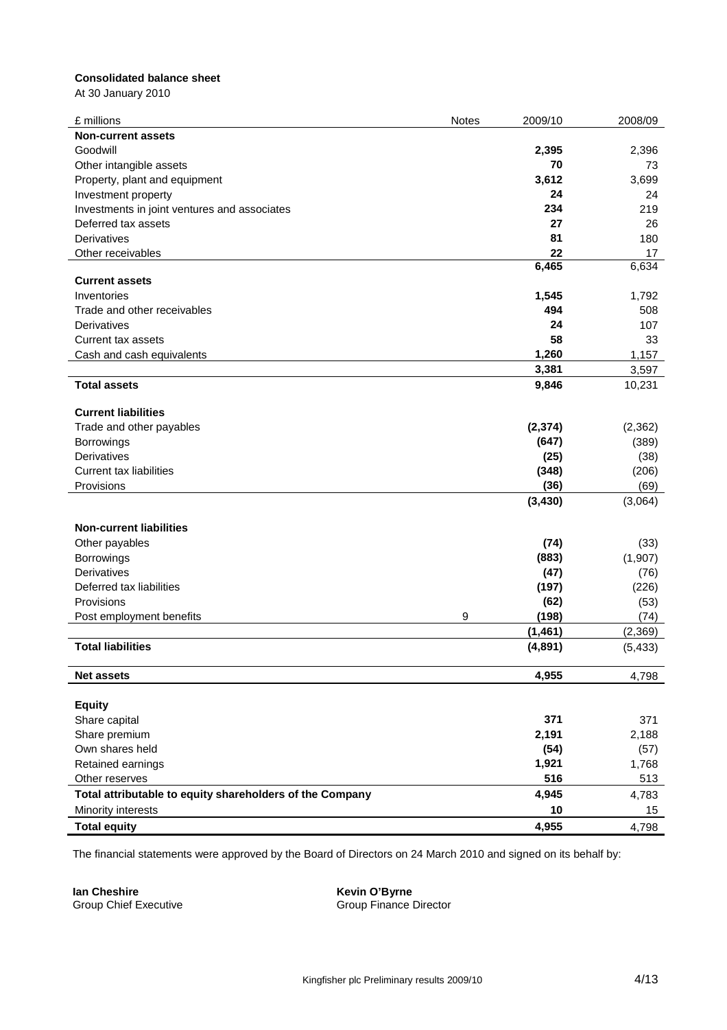**Consolidated balance sheet**

At 30 January 2010

| £ millions | Notes | 2009/10 | 2008/09 |
|---|---|---|---|
| **Non-current assets** | | | |
| Goodwill | | **2,395** | 2,396 |
| Other intangible assets | | **70** | 73 |
| Property, plant and equipment | | **3,612** | 3,699 |
| Investment property | | **24** | 24 |
| Investments in joint ventures and associates | | **234** | 219 |
| Deferred tax assets | | **27** | 26 |
| Derivatives | | **81** | 180 |
| Other receivables | | **22** | 17 |
| | | **6,465** | 6,634 |
| **Current assets** | | | |
| Inventories | | **1,545** | 1,792 |
| Trade and other receivables | | **494** | 508 |
| Derivatives | | **24** | 107 |
| Current tax assets | | **58** | 33 |
| Cash and cash equivalents | | **1,260** | 1,157 |
| | | **3,381** | 3,597 |
| **Total assets** | | **9,846** | 10,231 |
| **Current liabilities** | | | |
| Trade and other payables | | **(2,374)** | (2,362) |
| Borrowings | | **(647)** | (389) |
| Derivatives | | **(25)** | (38) |
| Current tax liabilities | | **(348)** | (206) |
| Provisions | | **(36)** | (69) |
| | | **(3,430)** | (3,064) |
| **Non-current liabilities** | | | |
| Other payables | | **(74)** | (33) |
| Borrowings | | **(883)** | (1,907) |
| Derivatives | | **(47)** | (76) |
| Deferred tax liabilities | | **(197)** | (226) |
| Provisions | | **(62)** | (53) |
| Post employment benefits | 9 | **(198)** | (74) |
| | | **(1,461)** | (2,369) |
| **Total liabilities** | | **(4,891)** | (5,433) |
| **Net assets** | | **4,955** | 4,798 |
| **Equity** | | | |
| Share capital | | **371** | 371 |
| Share premium | | **2,191** | 2,188 |
| Own shares held | | **(54)** | (57) |
| Retained earnings | | **1,921** | 1,768 |
| Other reserves | | **516** | 513 |
| **Total attributable to equity shareholders of the Company** | | **4,945** | 4,783 |
| Minority interests | | **10** | 15 |
| **Total equity** | | **4,955** | 4,798 |

The financial statements were approved by the Board of Directors on 24 March 2010 and signed on its behalf by:

**Ian Cheshire**
Group Chief Executive

**Kevin O'Byrne**
Group Finance Director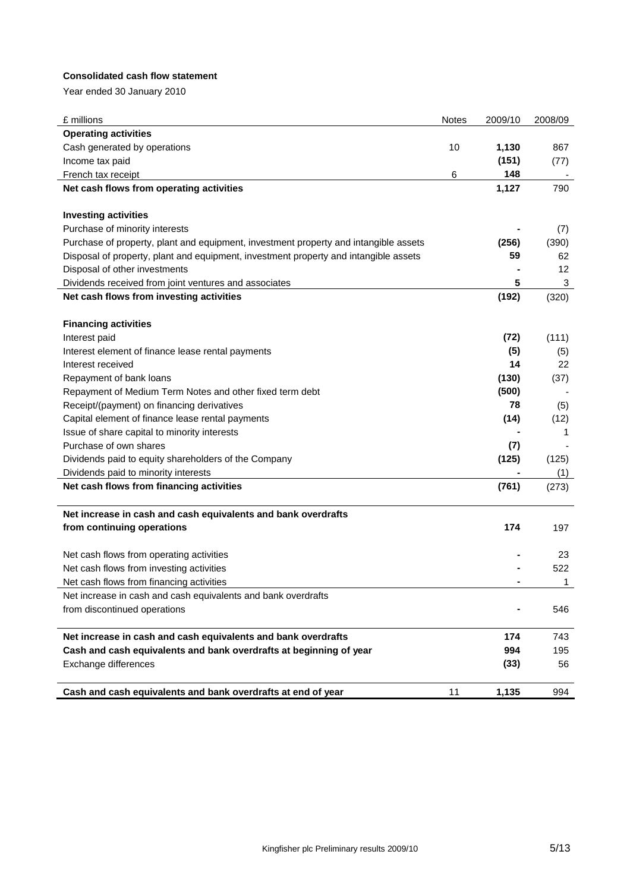**Consolidated cash flow statement**

Year ended 30 January 2010

| £ millions | Notes | 2009/10 | 2008/09 |
|---|---|---|---|
| **Operating activities** | | | |
| Cash generated by operations | 10 | **1,130** | 867 |
| Income tax paid | | **(151)** | (77) |
| French tax receipt | 6 | **148** | - |
| **Net cash flows from operating activities** | | **1,127** | 790 |
| | | | |
| **Investing activities** | | | |
| Purchase of minority interests | | **-** | (7) |
| Purchase of property, plant and equipment, investment property and intangible assets | | **(256)** | (390) |
| Disposal of property, plant and equipment, investment property and intangible assets | | **59** | 62 |
| Disposal of other investments | | **-** | 12 |
| Dividends received from joint ventures and associates | | **5** | 3 |
| **Net cash flows from investing activities** | | **(192)** | (320) |
| | | | |
| **Financing activities** | | | |
| Interest paid | | **(72)** | (111) |
| Interest element of finance lease rental payments | | **(5)** | (5) |
| Interest received | | **14** | 22 |
| Repayment of bank loans | | **(130)** | (37) |
| Repayment of Medium Term Notes and other fixed term debt | | **(500)** | - |
| Receipt/(payment) on financing derivatives | | **78** | (5) |
| Capital element of finance lease rental payments | | **(14)** | (12) |
| Issue of share capital to minority interests | | **-** | 1 |
| Purchase of own shares | | **(7)** | - |
| Dividends paid to equity shareholders of the Company | | **(125)** | (125) |
| Dividends paid to minority interests | | **-** | (1) |
| **Net cash flows from financing activities** | | **(761)** | (273) |
| | | | |
| **Net increase in cash and cash equivalents and bank overdrafts from continuing operations** | | **174** | 197 |
| | | | |
| Net cash flows from operating activities | | **-** | 23 |
| Net cash flows from investing activities | | **-** | 522 |
| Net cash flows from financing activities | | **-** | 1 |
| Net increase in cash and cash equivalents and bank overdrafts from discontinued operations | | **-** | 546 |
| | | | |
| **Net increase in cash and cash equivalents and bank overdrafts** | | **174** | 743 |
| **Cash and cash equivalents and bank overdrafts at beginning of year** | | **994** | 195 |
| Exchange differences | | **(33)** | 56 |
| | | | |
| **Cash and cash equivalents and bank overdrafts at end of year** | 11 | **1,135** | 994 |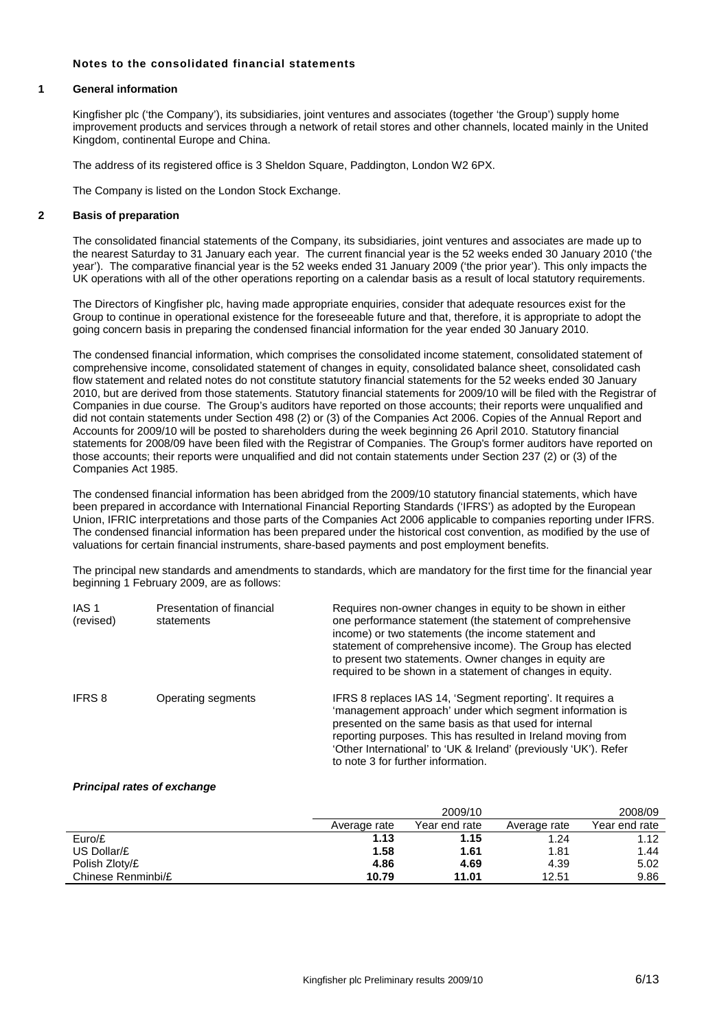## Notes to the consolidated financial statements

### 1 General information

Kingfisher plc ('the Company'), its subsidiaries, joint ventures and associates (together 'the Group') supply home improvement products and services through a network of retail stores and other channels, located mainly in the United Kingdom, continental Europe and China.

The address of its registered office is 3 Sheldon Square, Paddington, London W2 6PX.

The Company is listed on the London Stock Exchange.

### 2 Basis of preparation

The consolidated financial statements of the Company, its subsidiaries, joint ventures and associates are made up to the nearest Saturday to 31 January each year. The current financial year is the 52 weeks ended 30 January 2010 ('the year'). The comparative financial year is the 52 weeks ended 31 January 2009 ('the prior year'). This only impacts the UK operations with all of the other operations reporting on a calendar basis as a result of local statutory requirements.

The Directors of Kingfisher plc, having made appropriate enquiries, consider that adequate resources exist for the Group to continue in operational existence for the foreseeable future and that, therefore, it is appropriate to adopt the going concern basis in preparing the condensed financial information for the year ended 30 January 2010.

The condensed financial information, which comprises the consolidated income statement, consolidated statement of comprehensive income, consolidated statement of changes in equity, consolidated balance sheet, consolidated cash flow statement and related notes do not constitute statutory financial statements for the 52 weeks ended 30 January 2010, but are derived from those statements. Statutory financial statements for 2009/10 will be filed with the Registrar of Companies in due course. The Group's auditors have reported on those accounts; their reports were unqualified and did not contain statements under Section 498 (2) or (3) of the Companies Act 2006. Copies of the Annual Report and Accounts for 2009/10 will be posted to shareholders during the week beginning 26 April 2010. Statutory financial statements for 2008/09 have been filed with the Registrar of Companies. The Group's former auditors have reported on those accounts; their reports were unqualified and did not contain statements under Section 237 (2) or (3) of the Companies Act 1985.

The condensed financial information has been abridged from the 2009/10 statutory financial statements, which have been prepared in accordance with International Financial Reporting Standards ('IFRS') as adopted by the European Union, IFRIC interpretations and those parts of the Companies Act 2006 applicable to companies reporting under IFRS. The condensed financial information has been prepared under the historical cost convention, as modified by the use of valuations for certain financial instruments, share-based payments and post employment benefits.

The principal new standards and amendments to standards, which are mandatory for the first time for the financial year beginning 1 February 2009, are as follows:

| | | |
|---|---|---|
| IAS 1 (revised) | Presentation of financial statements | Requires non-owner changes in equity to be shown in either one performance statement (the statement of comprehensive income) or two statements (the income statement and statement of comprehensive income). The Group has elected to present two statements. Owner changes in equity are required to be shown in a statement of changes in equity. |
| IFRS 8 | Operating segments | IFRS 8 replaces IAS 14, 'Segment reporting'. It requires a 'management approach' under which segment information is presented on the same basis as that used for internal reporting purposes. This has resulted in Ireland moving from 'Other International' to 'UK & Ireland' (previously 'UK'). Refer to note 3 for further information. |

***Principal rates of exchange***

| | 2009/10 | | 2008/09 | |
|---|---|---|---|---|
| | Average rate | Year end rate | Average rate | Year end rate |
| Euro/£ | **1.13** | **1.15** | 1.24 | 1.12 |
| US Dollar/£ | **1.58** | **1.61** | 1.81 | 1.44 |
| Polish Zloty/£ | **4.86** | **4.69** | 4.39 | 5.02 |
| Chinese Renminbi/£ | **10.79** | **11.01** | 12.51 | 9.86 |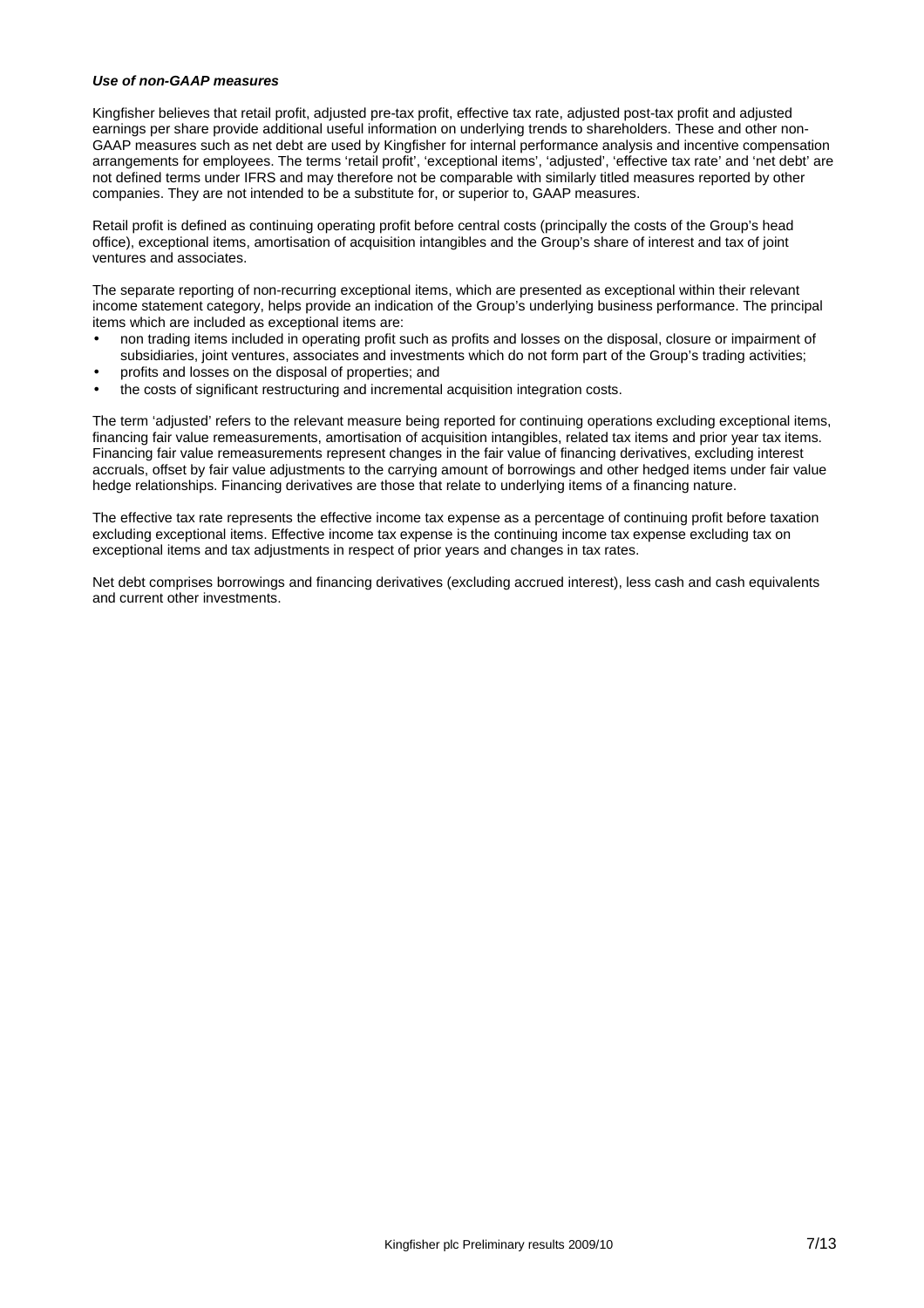***Use of non-GAAP measures***

Kingfisher believes that retail profit, adjusted pre-tax profit, effective tax rate, adjusted post-tax profit and adjusted earnings per share provide additional useful information on underlying trends to shareholders. These and other non-GAAP measures such as net debt are used by Kingfisher for internal performance analysis and incentive compensation arrangements for employees. The terms 'retail profit', 'exceptional items', 'adjusted', 'effective tax rate' and 'net debt' are not defined terms under IFRS and may therefore not be comparable with similarly titled measures reported by other companies. They are not intended to be a substitute for, or superior to, GAAP measures.

Retail profit is defined as continuing operating profit before central costs (principally the costs of the Group's head office), exceptional items, amortisation of acquisition intangibles and the Group's share of interest and tax of joint ventures and associates.

The separate reporting of non-recurring exceptional items, which are presented as exceptional within their relevant income statement category, helps provide an indication of the Group's underlying business performance. The principal items which are included as exceptional items are:

- non trading items included in operating profit such as profits and losses on the disposal, closure or impairment of subsidiaries, joint ventures, associates and investments which do not form part of the Group's trading activities;
- profits and losses on the disposal of properties; and
- the costs of significant restructuring and incremental acquisition integration costs.

The term 'adjusted' refers to the relevant measure being reported for continuing operations excluding exceptional items, financing fair value remeasurements, amortisation of acquisition intangibles, related tax items and prior year tax items. Financing fair value remeasurements represent changes in the fair value of financing derivatives, excluding interest accruals, offset by fair value adjustments to the carrying amount of borrowings and other hedged items under fair value hedge relationships. Financing derivatives are those that relate to underlying items of a financing nature.

The effective tax rate represents the effective income tax expense as a percentage of continuing profit before taxation excluding exceptional items. Effective income tax expense is the continuing income tax expense excluding tax on exceptional items and tax adjustments in respect of prior years and changes in tax rates.

Net debt comprises borrowings and financing derivatives (excluding accrued interest), less cash and cash equivalents and current other investments.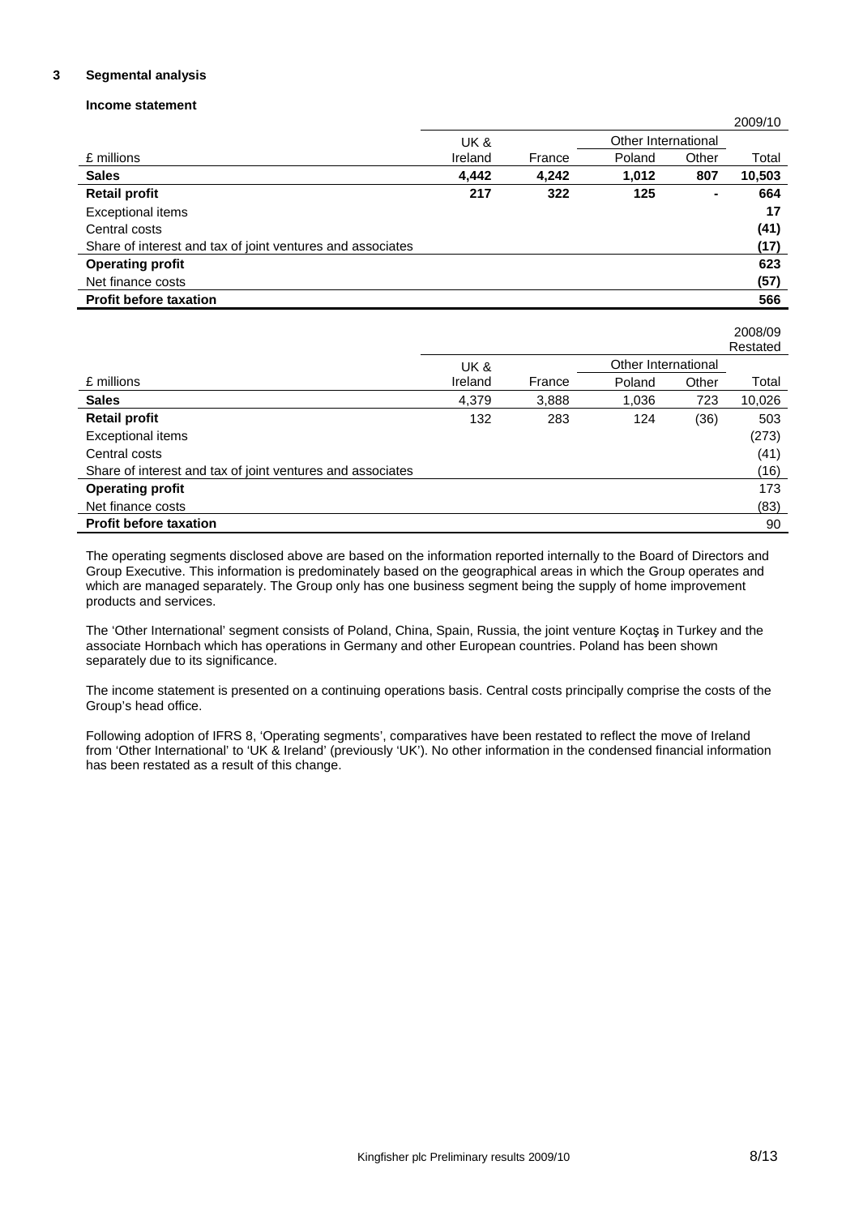## 3 Segmental analysis

### Income statement

| £ millions | UK & Ireland | France | Other International | | 2009/10 |
|---|---|---|---|---|---|
| | | | Poland | Other | Total |
| **Sales** | **4,442** | **4,242** | **1,012** | **807** | **10,503** |
| **Retail profit** | **217** | **322** | **125** | **-** | **664** |
| Exceptional items | | | | | **17** |
| Central costs | | | | | **(41)** |
| Share of interest and tax of joint ventures and associates | | | | | **(17)** |
| **Operating profit** | | | | | **623** |
| Net finance costs | | | | | **(57)** |
| **Profit before taxation** | | | | | **566** |

| £ millions | UK & Ireland | France | Other International | | 2008/09 Restated |
|---|---|---|---|---|---|
| | | | Poland | Other | Total |
| **Sales** | 4,379 | 3,888 | 1,036 | 723 | 10,026 |
| **Retail profit** | 132 | 283 | 124 | (36) | 503 |
| Exceptional items | | | | | (273) |
| Central costs | | | | | (41) |
| Share of interest and tax of joint ventures and associates | | | | | (16) |
| **Operating profit** | | | | | 173 |
| Net finance costs | | | | | (83) |
| **Profit before taxation** | | | | | 90 |

The operating segments disclosed above are based on the information reported internally to the Board of Directors and Group Executive. This information is predominately based on the geographical areas in which the Group operates and which are managed separately. The Group only has one business segment being the supply of home improvement products and services.

The 'Other International' segment consists of Poland, China, Spain, Russia, the joint venture Koçtaş in Turkey and the associate Hornbach which has operations in Germany and other European countries. Poland has been shown separately due to its significance.

The income statement is presented on a continuing operations basis. Central costs principally comprise the costs of the Group's head office.

Following adoption of IFRS 8, 'Operating segments', comparatives have been restated to reflect the move of Ireland from 'Other International' to 'UK & Ireland' (previously 'UK'). No other information in the condensed financial information has been restated as a result of this change.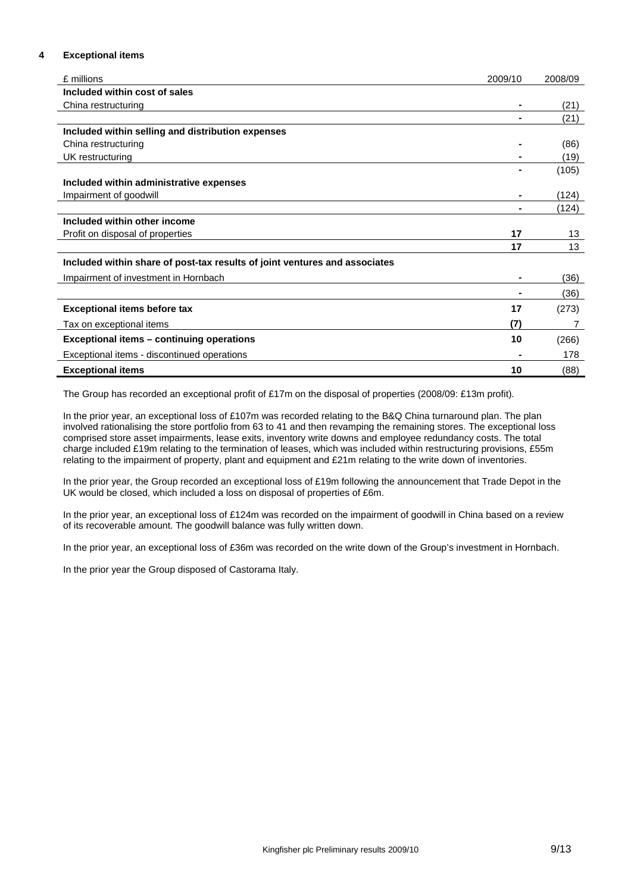## 4 Exceptional items

| £ millions | 2009/10 | 2008/09 |
|---|---|---|
| **Included within cost of sales** | | |
| China restructuring | - | (21) |
| | - | (21) |
| **Included within selling and distribution expenses** | | |
| China restructuring | - | (86) |
| UK restructuring | - | (19) |
| | - | (105) |
| **Included within administrative expenses** | | |
| Impairment of goodwill | - | (124) |
| | - | (124) |
| **Included within other income** | | |
| Profit on disposal of properties | **17** | 13 |
| | **17** | 13 |
| **Included within share of post-tax results of joint ventures and associates** | | |
| Impairment of investment in Hornbach | - | (36) |
| | - | (36) |
| **Exceptional items before tax** | **17** | (273) |
| Tax on exceptional items | **(7)** | 7 |
| **Exceptional items – continuing operations** | **10** | (266) |
| Exceptional items - discontinued operations | - | 178 |
| **Exceptional items** | **10** | (88) |

The Group has recorded an exceptional profit of £17m on the disposal of properties (2008/09: £13m profit).

In the prior year, an exceptional loss of £107m was recorded relating to the B&Q China turnaround plan. The plan involved rationalising the store portfolio from 63 to 41 and then revamping the remaining stores. The exceptional loss comprised store asset impairments, lease exits, inventory write downs and employee redundancy costs. The total charge included £19m relating to the termination of leases, which was included within restructuring provisions, £55m relating to the impairment of property, plant and equipment and £21m relating to the write down of inventories.

In the prior year, the Group recorded an exceptional loss of £19m following the announcement that Trade Depot in the UK would be closed, which included a loss on disposal of properties of £6m.

In the prior year, an exceptional loss of £124m was recorded on the impairment of goodwill in China based on a review of its recoverable amount. The goodwill balance was fully written down.

In the prior year, an exceptional loss of £36m was recorded on the write down of the Group's investment in Hornbach.

In the prior year the Group disposed of Castorama Italy.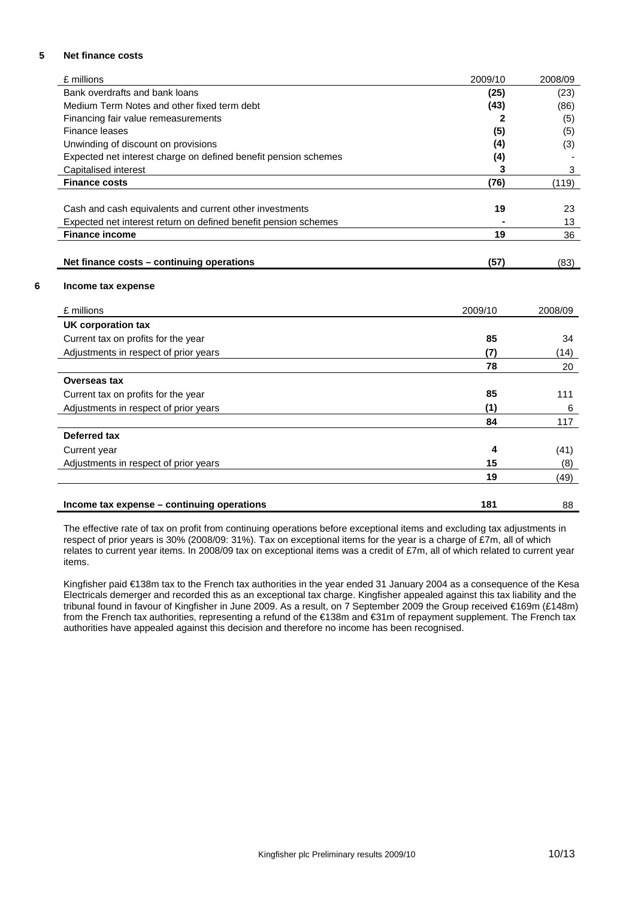## 5 Net finance costs

| £ millions | 2009/10 | 2008/09 |
|---|---|---|
| Bank overdrafts and bank loans | **(25)** | (23) |
| Medium Term Notes and other fixed term debt | **(43)** | (86) |
| Financing fair value remeasurements | **2** | (5) |
| Finance leases | **(5)** | (5) |
| Unwinding of discount on provisions | **(4)** | (3) |
| Expected net interest charge on defined benefit pension schemes | **(4)** | - |
| Capitalised interest | **3** | 3 |
| **Finance costs** | **(76)** | (119) |
| | | |
| Cash and cash equivalents and current other investments | **19** | 23 |
| Expected net interest return on defined benefit pension schemes | **-** | 13 |
| **Finance income** | **19** | 36 |
| | | |
| **Net finance costs – continuing operations** | **(57)** | (83) |

## 6 Income tax expense

| £ millions | 2009/10 | 2008/09 |
|---|---|---|
| **UK corporation tax** | | |
| Current tax on profits for the year | **85** | 34 |
| Adjustments in respect of prior years | **(7)** | (14) |
| | **78** | 20 |
| **Overseas tax** | | |
| Current tax on profits for the year | **85** | 111 |
| Adjustments in respect of prior years | **(1)** | 6 |
| | **84** | 117 |
| **Deferred tax** | | |
| Current year | **4** | (41) |
| Adjustments in respect of prior years | **15** | (8) |
| | **19** | (49) |
| | | |
| **Income tax expense – continuing operations** | **181** | 88 |

The effective rate of tax on profit from continuing operations before exceptional items and excluding tax adjustments in respect of prior years is 30% (2008/09: 31%). Tax on exceptional items for the year is a charge of £7m, all of which relates to current year items. In 2008/09 tax on exceptional items was a credit of £7m, all of which related to current year items.

Kingfisher paid €138m tax to the French tax authorities in the year ended 31 January 2004 as a consequence of the Kesa Electricals demerger and recorded this as an exceptional tax charge. Kingfisher appealed against this tax liability and the tribunal found in favour of Kingfisher in June 2009. As a result, on 7 September 2009 the Group received €169m (£148m) from the French tax authorities, representing a refund of the €138m and €31m of repayment supplement. The French tax authorities have appealed against this decision and therefore no income has been recognised.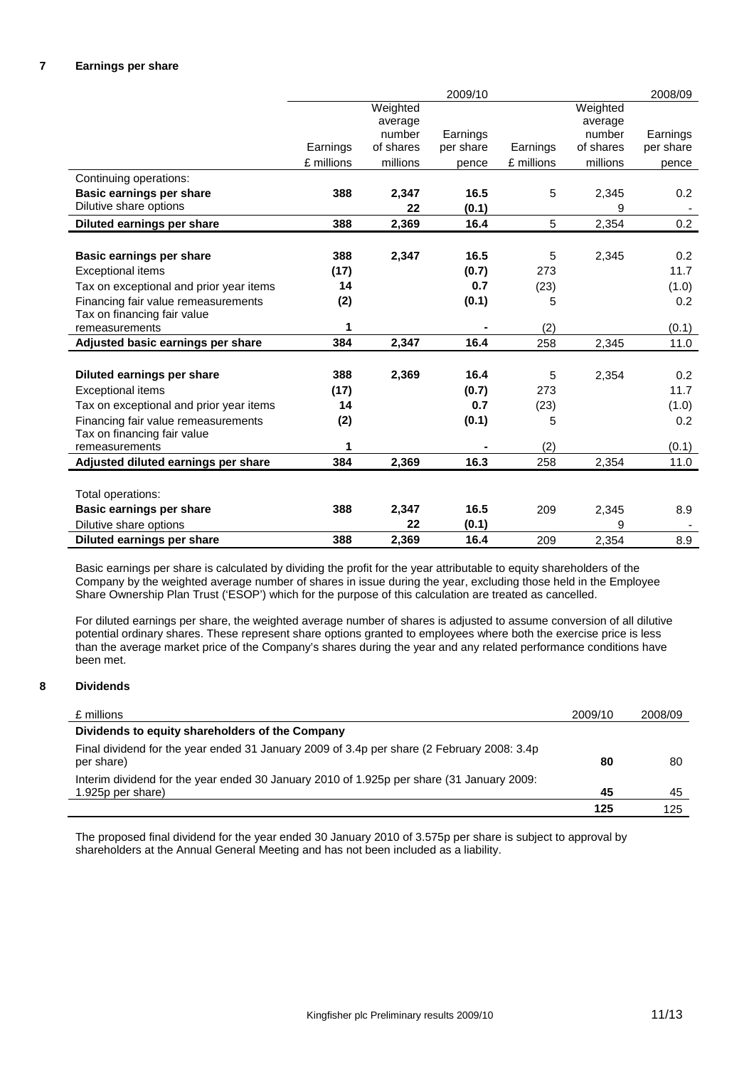## 7 Earnings per share

| | 2009/10 | | | 2008/09 | | |
|---|---|---|---|---|---|---|
| | Earnings £ millions | Weighted average number of shares millions | Earnings per share pence | Earnings £ millions | Weighted average number of shares millions | Earnings per share pence |
| Continuing operations: | | | | | | |
| **Basic earnings per share** | **388** | **2,347** | **16.5** | 5 | 2,345 | 0.2 |
| Dilutive share options | | **22** | **(0.1)** | | 9 | - |
| **Diluted earnings per share** | **388** | **2,369** | **16.4** | 5 | 2,354 | 0.2 |
| | | | | | | |
| **Basic earnings per share** | **388** | **2,347** | **16.5** | 5 | 2,345 | 0.2 |
| Exceptional items | **(17)** | | **(0.7)** | 273 | | 11.7 |
| Tax on exceptional and prior year items | **14** | | **0.7** | (23) | | (1.0) |
| Financing fair value remeasurements | **(2)** | | **(0.1)** | 5 | | 0.2 |
| Tax on financing fair value remeasurements | **1** | | **-** | (2) | | (0.1) |
| **Adjusted basic earnings per share** | **384** | **2,347** | **16.4** | 258 | 2,345 | 11.0 |
| | | | | | | |
| **Diluted earnings per share** | **388** | **2,369** | **16.4** | 5 | 2,354 | 0.2 |
| Exceptional items | **(17)** | | **(0.7)** | 273 | | 11.7 |
| Tax on exceptional and prior year items | **14** | | **0.7** | (23) | | (1.0) |
| Financing fair value remeasurements | **(2)** | | **(0.1)** | 5 | | 0.2 |
| Tax on financing fair value remeasurements | **1** | | **-** | (2) | | (0.1) |
| **Adjusted diluted earnings per share** | **384** | **2,369** | **16.3** | 258 | 2,354 | 11.0 |
| | | | | | | |
| Total operations: | | | | | | |
| **Basic earnings per share** | **388** | **2,347** | **16.5** | 209 | 2,345 | 8.9 |
| Dilutive share options | | **22** | **(0.1)** | | 9 | - |
| **Diluted earnings per share** | **388** | **2,369** | **16.4** | 209 | 2,354 | 8.9 |

Basic earnings per share is calculated by dividing the profit for the year attributable to equity shareholders of the Company by the weighted average number of shares in issue during the year, excluding those held in the Employee Share Ownership Plan Trust ('ESOP') which for the purpose of this calculation are treated as cancelled.

For diluted earnings per share, the weighted average number of shares is adjusted to assume conversion of all dilutive potential ordinary shares. These represent share options granted to employees where both the exercise price is less than the average market price of the Company's shares during the year and any related performance conditions have been met.

## 8 Dividends

| £ millions | 2009/10 | 2008/09 |
|---|---|---|
| **Dividends to equity shareholders of the Company** | | |
| Final dividend for the year ended 31 January 2009 of 3.4p per share (2 February 2008: 3.4p per share) | **80** | 80 |
| Interim dividend for the year ended 30 January 2010 of 1.925p per share (31 January 2009: 1.925p per share) | **45** | 45 |
| | **125** | 125 |

The proposed final dividend for the year ended 30 January 2010 of 3.575p per share is subject to approval by shareholders at the Annual General Meeting and has not been included as a liability.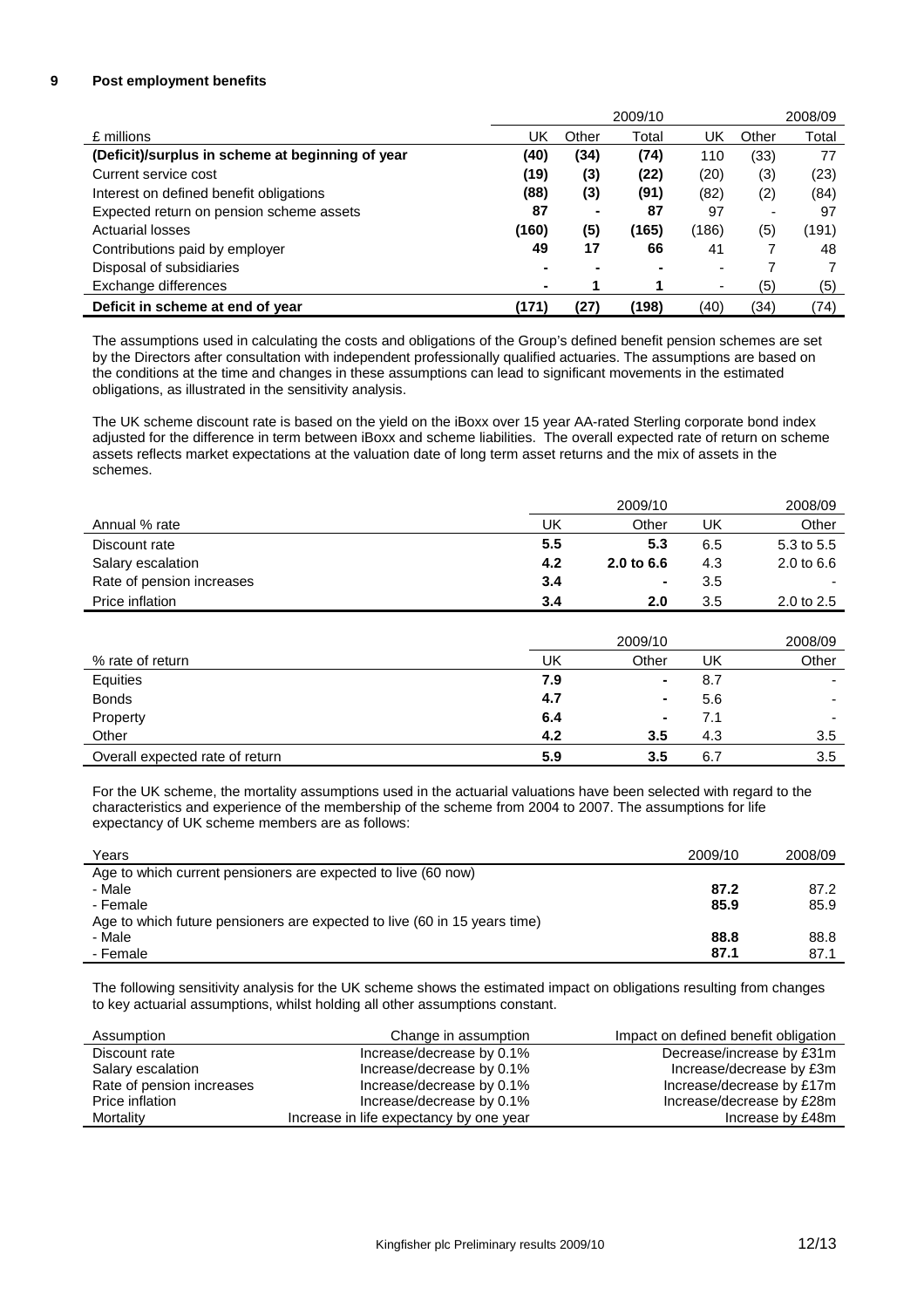## 9 Post employment benefits

| £ millions | 2009/10 UK | 2009/10 Other | 2009/10 Total | 2008/09 UK | 2008/09 Other | 2008/09 Total |
|---|---|---|---|---|---|---|
| **(Deficit)/surplus in scheme at beginning of year** | **(40)** | **(34)** | **(74)** | 110 | (33) | 77 |
| Current service cost | **(19)** | **(3)** | **(22)** | (20) | (3) | (23) |
| Interest on defined benefit obligations | **(88)** | **(3)** | **(91)** | (82) | (2) | (84) |
| Expected return on pension scheme assets | **87** | **-** | **87** | 97 | - | 97 |
| Actuarial losses | **(160)** | **(5)** | **(165)** | (186) | (5) | (191) |
| Contributions paid by employer | **49** | **17** | **66** | 41 | 7 | 48 |
| Disposal of subsidiaries | **-** | **-** | **-** | - | 7 | 7 |
| Exchange differences | **-** | **1** | **1** | - | (5) | (5) |
| **Deficit in scheme at end of year** | **(171)** | **(27)** | **(198)** | (40) | (34) | (74) |

The assumptions used in calculating the costs and obligations of the Group's defined benefit pension schemes are set by the Directors after consultation with independent professionally qualified actuaries. The assumptions are based on the conditions at the time and changes in these assumptions can lead to significant movements in the estimated obligations, as illustrated in the sensitivity analysis.

The UK scheme discount rate is based on the yield on the iBoxx over 15 year AA-rated Sterling corporate bond index adjusted for the difference in term between iBoxx and scheme liabilities. The overall expected rate of return on scheme assets reflects market expectations at the valuation date of long term asset returns and the mix of assets in the schemes.

| Annual % rate | 2009/10 UK | 2009/10 Other | 2008/09 UK | 2008/09 Other |
|---|---|---|---|---|
| Discount rate | **5.5** | **5.3** | 6.5 | 5.3 to 5.5 |
| Salary escalation | **4.2** | **2.0 to 6.6** | 4.3 | 2.0 to 6.6 |
| Rate of pension increases | **3.4** | **-** | 3.5 | - |
| Price inflation | **3.4** | **2.0** | 3.5 | 2.0 to 2.5 |

| % rate of return | 2009/10 UK | 2009/10 Other | 2008/09 UK | 2008/09 Other |
|---|---|---|---|---|
| Equities | **7.9** | **-** | 8.7 | - |
| Bonds | **4.7** | **-** | 5.6 | - |
| Property | **6.4** | **-** | 7.1 | - |
| Other | **4.2** | **3.5** | 4.3 | 3.5 |
| Overall expected rate of return | **5.9** | **3.5** | 6.7 | 3.5 |

For the UK scheme, the mortality assumptions used in the actuarial valuations have been selected with regard to the characteristics and experience of the membership of the scheme from 2004 to 2007. The assumptions for life expectancy of UK scheme members are as follows:

| Years | 2009/10 | 2008/09 |
|---|---|---|
| Age to which current pensioners are expected to live (60 now) | | |
| - Male | **87.2** | 87.2 |
| - Female | **85.9** | 85.9 |
| Age to which future pensioners are expected to live (60 in 15 years time) | | |
| - Male | **88.8** | 88.8 |
| - Female | **87.1** | 87.1 |

The following sensitivity analysis for the UK scheme shows the estimated impact on obligations resulting from changes to key actuarial assumptions, whilst holding all other assumptions constant.

| Assumption | Change in assumption | Impact on defined benefit obligation |
|---|---|---|
| Discount rate | Increase/decrease by 0.1% | Decrease/increase by £31m |
| Salary escalation | Increase/decrease by 0.1% | Increase/decrease by £3m |
| Rate of pension increases | Increase/decrease by 0.1% | Increase/decrease by £17m |
| Price inflation | Increase/decrease by 0.1% | Increase/decrease by £28m |
| Mortality | Increase in life expectancy by one year | Increase by £48m |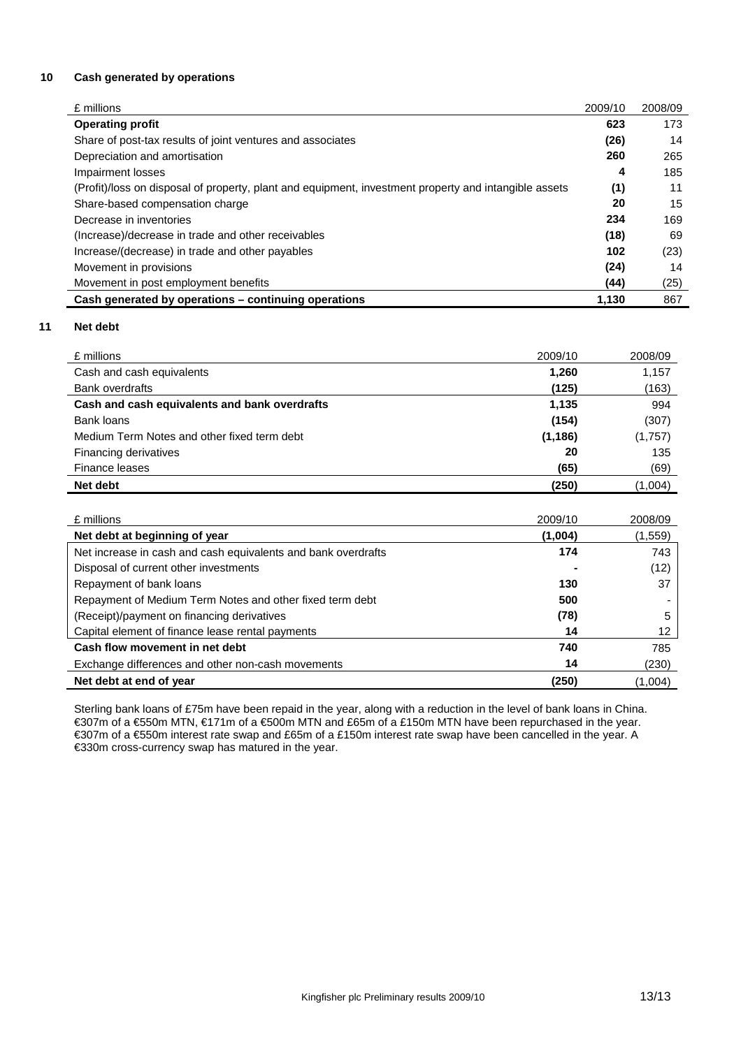## 10 Cash generated by operations

| £ millions | 2009/10 | 2008/09 |
|---|---|---|
| **Operating profit** | **623** | 173 |
| Share of post-tax results of joint ventures and associates | **(26)** | 14 |
| Depreciation and amortisation | **260** | 265 |
| Impairment losses | **4** | 185 |
| (Profit)/loss on disposal of property, plant and equipment, investment property and intangible assets | **(1)** | 11 |
| Share-based compensation charge | **20** | 15 |
| Decrease in inventories | **234** | 169 |
| (Increase)/decrease in trade and other receivables | **(18)** | 69 |
| Increase/(decrease) in trade and other payables | **102** | (23) |
| Movement in provisions | **(24)** | 14 |
| Movement in post employment benefits | **(44)** | (25) |
| **Cash generated by operations – continuing operations** | **1,130** | 867 |

## 11 Net debt

| £ millions | 2009/10 | 2008/09 |
|---|---|---|
| Cash and cash equivalents | **1,260** | 1,157 |
| Bank overdrafts | **(125)** | (163) |
| **Cash and cash equivalents and bank overdrafts** | **1,135** | 994 |
| Bank loans | **(154)** | (307) |
| Medium Term Notes and other fixed term debt | **(1,186)** | (1,757) |
| Financing derivatives | **20** | 135 |
| Finance leases | **(65)** | (69) |
| **Net debt** | **(250)** | (1,004) |

| £ millions | 2009/10 | 2008/09 |
|---|---|---|
| **Net debt at beginning of year** | **(1,004)** | (1,559) |
| Net increase in cash and cash equivalents and bank overdrafts | **174** | 743 |
| Disposal of current other investments | **-** | (12) |
| Repayment of bank loans | **130** | 37 |
| Repayment of Medium Term Notes and other fixed term debt | **500** | - |
| (Receipt)/payment on financing derivatives | **(78)** | 5 |
| Capital element of finance lease rental payments | **14** | 12 |
| **Cash flow movement in net debt** | **740** | 785 |
| Exchange differences and other non-cash movements | **14** | (230) |
| **Net debt at end of year** | **(250)** | (1,004) |

Sterling bank loans of £75m have been repaid in the year, along with a reduction in the level of bank loans in China. €307m of a €550m MTN, €171m of a €500m MTN and £65m of a £150m MTN have been repurchased in the year. €307m of a €550m interest rate swap and £65m of a £150m interest rate swap have been cancelled in the year. A €330m cross-currency swap has matured in the year.